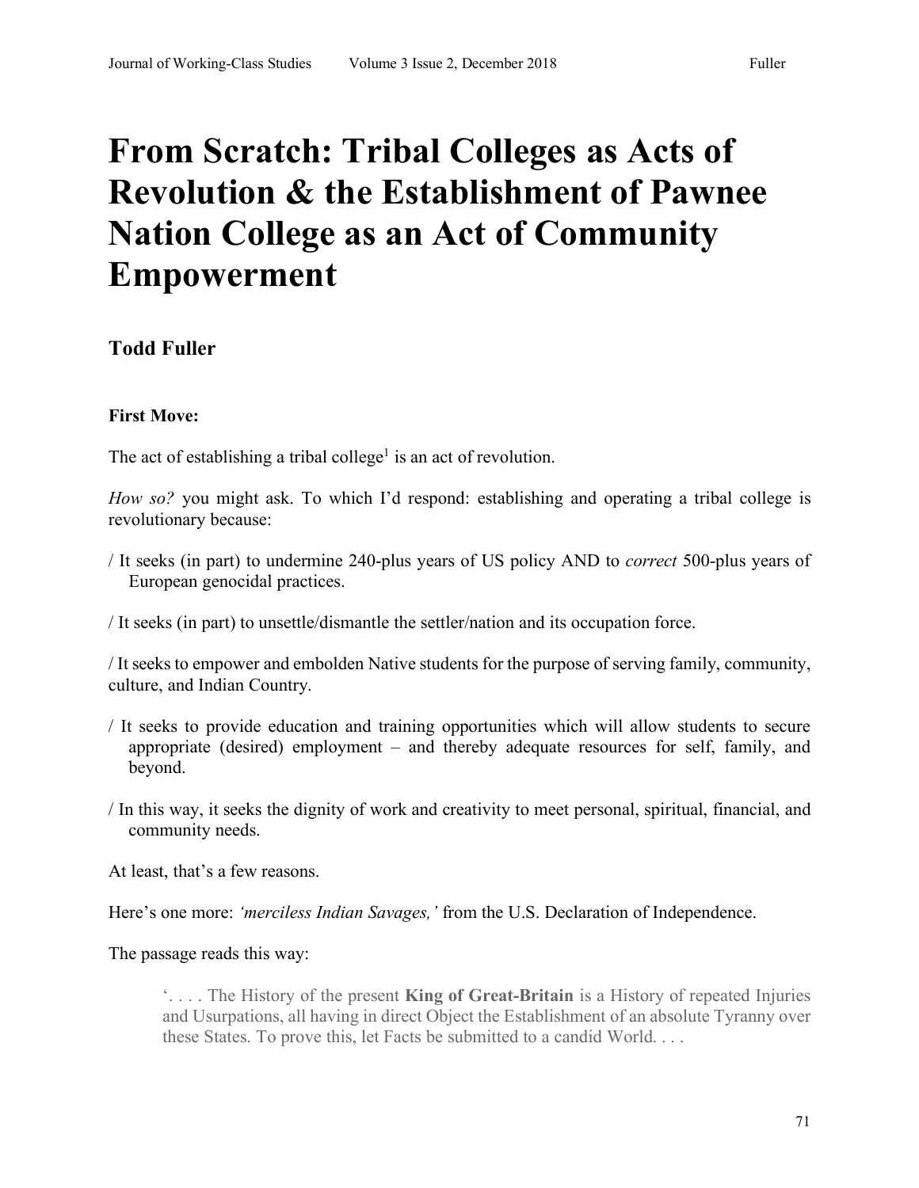# From Scratch: Tribal Colleges as Acts of Revolution & the Establishment of Pawnee Nation College as an Act of Community Empowerment

**Todd Fuller**

**First Move:**

The act of establishing a tribal college[1] is an act of revolution.

*How so?* you might ask. To which I'd respond: establishing and operating a tribal college is revolutionary because:

/ It seeks (in part) to undermine 240-plus years of US policy AND to *correct* 500-plus years of European genocidal practices.

/ It seeks (in part) to unsettle/dismantle the settler/nation and its occupation force.

/ It seeks to empower and embolden Native students for the purpose of serving family, community, culture, and Indian Country.

/ It seeks to provide education and training opportunities which will allow students to secure appropriate (desired) employment – and thereby adequate resources for self, family, and beyond.

/ In this way, it seeks the dignity of work and creativity to meet personal, spiritual, financial, and community needs.

At least, that's a few reasons.

Here's one more: *'merciless Indian Savages,'* from the U.S. Declaration of Independence.

The passage reads this way:

> '. . . . The History of the present **King of Great-Britain** is a History of repeated Injuries and Usurpations, all having in direct Object the Establishment of an absolute Tyranny over these States. To prove this, let Facts be submitted to a candid World. . . .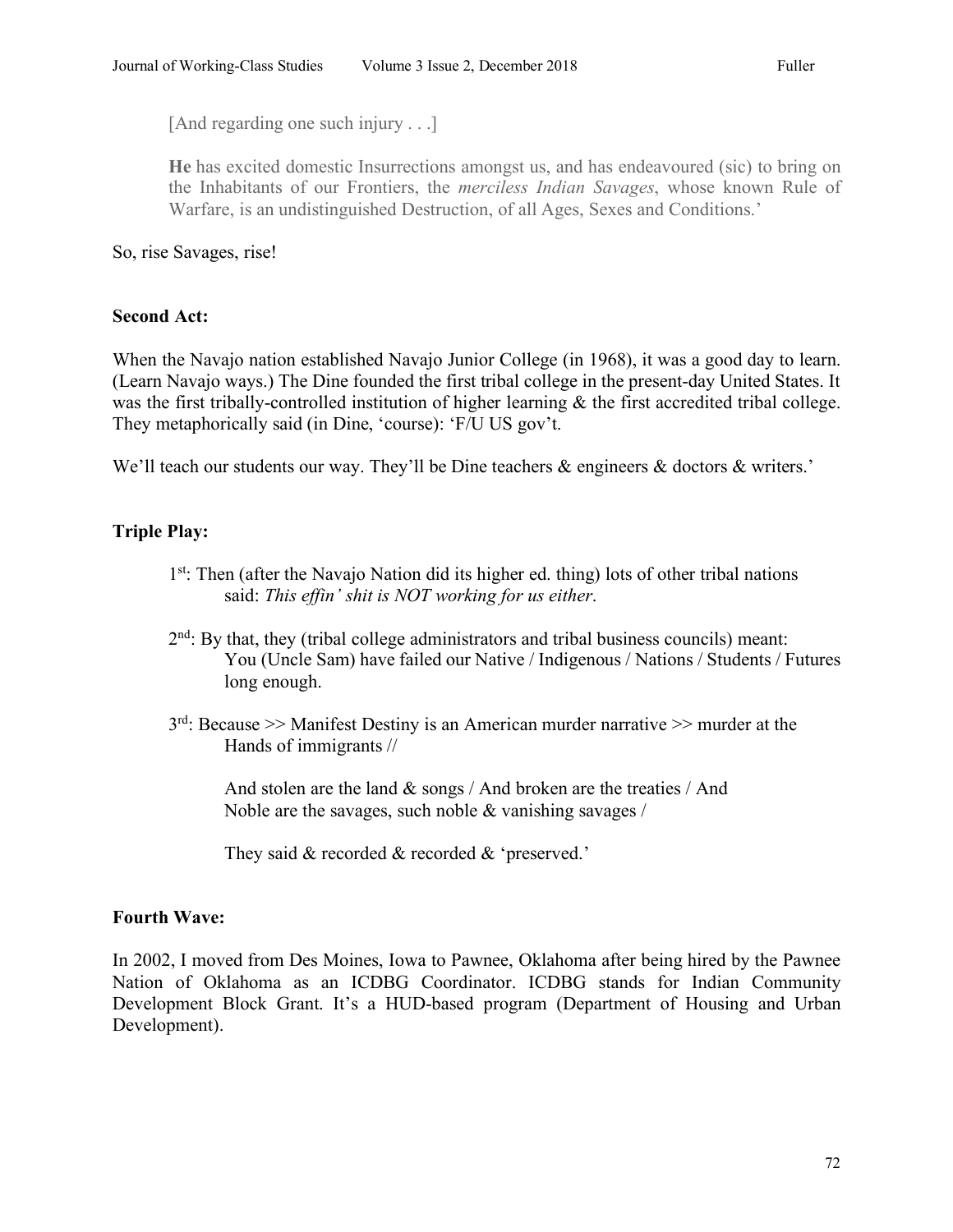> [And regarding one such injury . . .]
>
> **He** has excited domestic Insurrections amongst us, and has endeavoured (sic) to bring on the Inhabitants of our Frontiers, the *merciless Indian Savages*, whose known Rule of Warfare, is an undistinguished Destruction, of all Ages, Sexes and Conditions.'

So, rise Savages, rise!

**Second Act:**

When the Navajo nation established Navajo Junior College (in 1968), it was a good day to learn. (Learn Navajo ways.) The Dine founded the first tribal college in the present-day United States. It was the first tribally-controlled institution of higher learning & the first accredited tribal college. They metaphorically said (in Dine, 'course): 'F/U US gov't.

We'll teach our students our way. They'll be Dine teachers & engineers & doctors & writers.'

**Triple Play:**

> 1st: Then (after the Navajo Nation did its higher ed. thing) lots of other tribal nations said: *This effin' shit is NOT working for us either*.
>
> 2nd: By that, they (tribal college administrators and tribal business councils) meant: You (Uncle Sam) have failed our Native / Indigenous / Nations / Students / Futures long enough.
>
> 3rd: Because >> Manifest Destiny is an American murder narrative >> murder at the Hands of immigrants //
>
> And stolen are the land & songs / And broken are the treaties / And Noble are the savages, such noble & vanishing savages /
>
> They said & recorded & recorded & 'preserved.'

**Fourth Wave:**

In 2002, I moved from Des Moines, Iowa to Pawnee, Oklahoma after being hired by the Pawnee Nation of Oklahoma as an ICDBG Coordinator. ICDBG stands for Indian Community Development Block Grant. It's a HUD-based program (Department of Housing and Urban Development).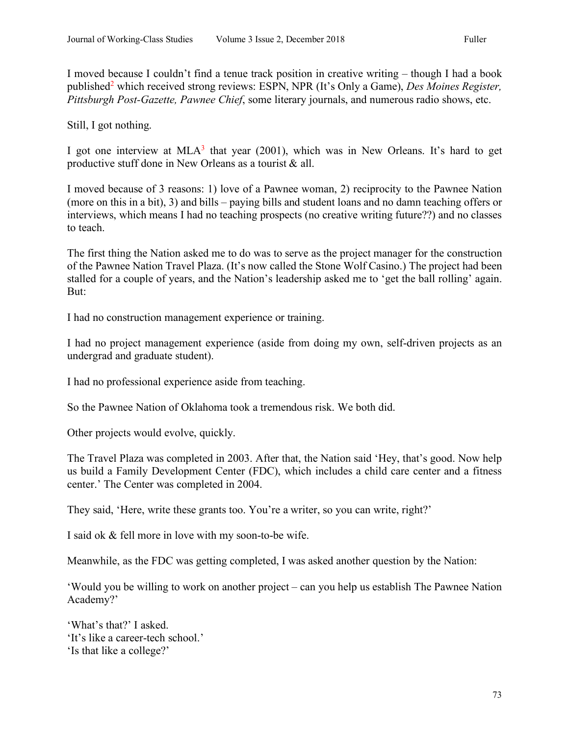I moved because I couldn't find a tenue track position in creative writing – though I had a book published[2] which received strong reviews: ESPN, NPR (It's Only a Game), *Des Moines Register, Pittsburgh Post-Gazette, Pawnee Chief*, some literary journals, and numerous radio shows, etc.

Still, I got nothing.

I got one interview at MLA[3] that year (2001), which was in New Orleans. It's hard to get productive stuff done in New Orleans as a tourist & all.

I moved because of 3 reasons: 1) love of a Pawnee woman, 2) reciprocity to the Pawnee Nation (more on this in a bit), 3) and bills – paying bills and student loans and no damn teaching offers or interviews, which means I had no teaching prospects (no creative writing future??) and no classes to teach.

The first thing the Nation asked me to do was to serve as the project manager for the construction of the Pawnee Nation Travel Plaza. (It's now called the Stone Wolf Casino.) The project had been stalled for a couple of years, and the Nation's leadership asked me to 'get the ball rolling' again. But:

I had no construction management experience or training.

I had no project management experience (aside from doing my own, self-driven projects as an undergrad and graduate student).

I had no professional experience aside from teaching.

So the Pawnee Nation of Oklahoma took a tremendous risk. We both did.

Other projects would evolve, quickly.

The Travel Plaza was completed in 2003. After that, the Nation said 'Hey, that's good. Now help us build a Family Development Center (FDC), which includes a child care center and a fitness center.' The Center was completed in 2004.

They said, 'Here, write these grants too. You're a writer, so you can write, right?'

I said ok & fell more in love with my soon-to-be wife.

Meanwhile, as the FDC was getting completed, I was asked another question by the Nation:

'Would you be willing to work on another project – can you help us establish The Pawnee Nation Academy?'

'What's that?' I asked.
'It's like a career-tech school.'
'Is that like a college?'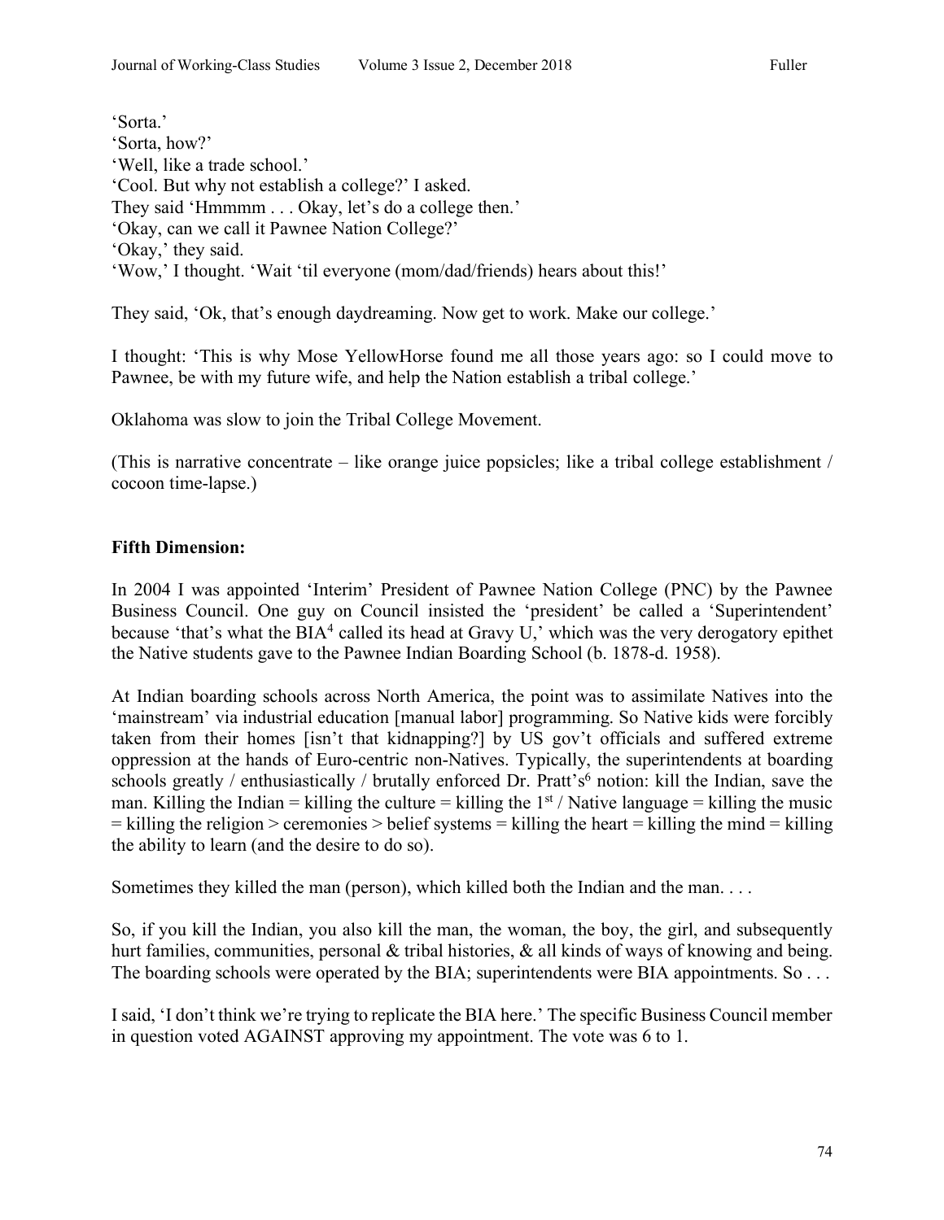'Sorta.'  
'Sorta, how?'  
'Well, like a trade school.'  
'Cool. But why not establish a college?' I asked.  
They said 'Hmmmm . . . Okay, let's do a college then.'  
'Okay, can we call it Pawnee Nation College?'  
'Okay,' they said.  
'Wow,' I thought. 'Wait 'til everyone (mom/dad/friends) hears about this!'

They said, 'Ok, that's enough daydreaming. Now get to work. Make our college.'

I thought: 'This is why Mose YellowHorse found me all those years ago: so I could move to Pawnee, be with my future wife, and help the Nation establish a tribal college.'

Oklahoma was slow to join the Tribal College Movement.

(This is narrative concentrate – like orange juice popsicles; like a tribal college establishment / cocoon time-lapse.)

**Fifth Dimension:**

In 2004 I was appointed 'Interim' President of Pawnee Nation College (PNC) by the Pawnee Business Council. One guy on Council insisted the 'president' be called a 'Superintendent' because 'that's what the BIA[4] called its head at Gravy U,' which was the very derogatory epithet the Native students gave to the Pawnee Indian Boarding School (b. 1878-d. 1958).

At Indian boarding schools across North America, the point was to assimilate Natives into the 'mainstream' via industrial education [manual labor] programming. So Native kids were forcibly taken from their homes [isn't that kidnapping?] by US gov't officials and suffered extreme oppression at the hands of Euro-centric non-Natives. Typically, the superintendents at boarding schools greatly / enthusiastically / brutally enforced Dr. Pratt's[6] notion: kill the Indian, save the man. Killing the Indian = killing the culture = killing the 1st / Native language = killing the music = killing the religion > ceremonies > belief systems = killing the heart = killing the mind = killing the ability to learn (and the desire to do so).

Sometimes they killed the man (person), which killed both the Indian and the man. . . .

So, if you kill the Indian, you also kill the man, the woman, the boy, the girl, and subsequently hurt families, communities, personal & tribal histories, & all kinds of ways of knowing and being. The boarding schools were operated by the BIA; superintendents were BIA appointments. So . . .

I said, 'I don't think we're trying to replicate the BIA here.' The specific Business Council member in question voted AGAINST approving my appointment. The vote was 6 to 1.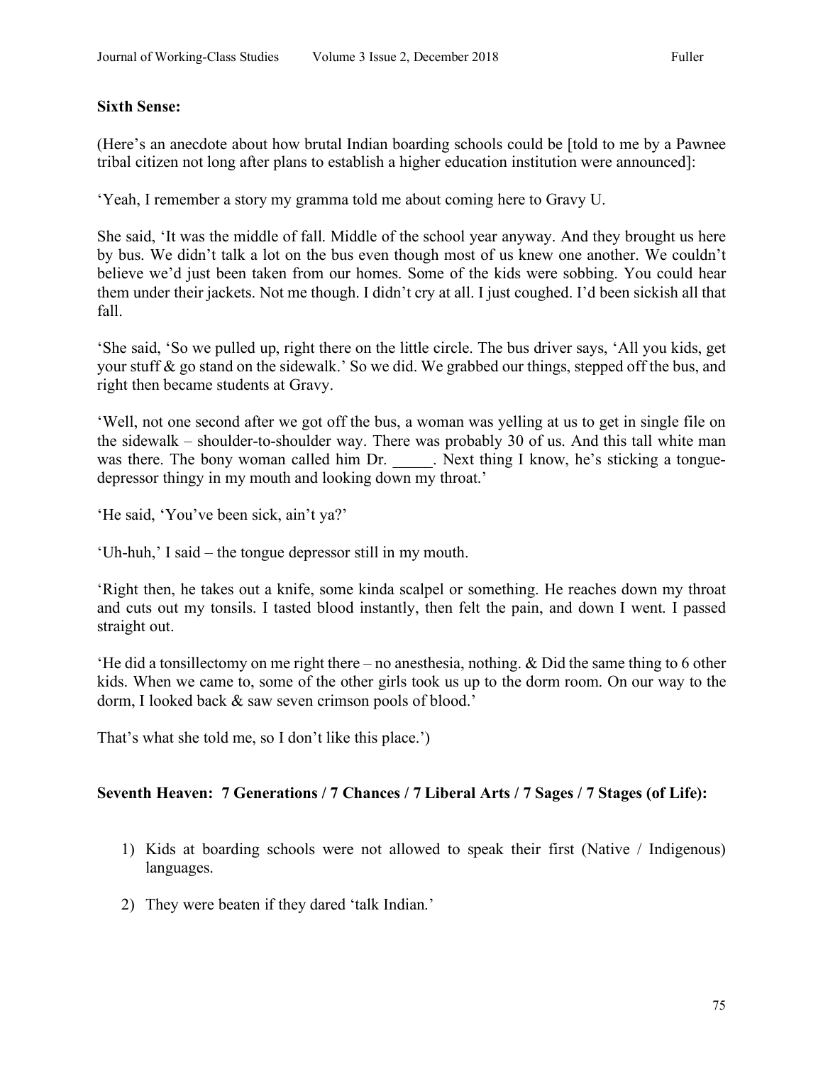**Sixth Sense:**

(Here's an anecdote about how brutal Indian boarding schools could be [told to me by a Pawnee tribal citizen not long after plans to establish a higher education institution were announced]:

'Yeah, I remember a story my gramma told me about coming here to Gravy U.

She said, 'It was the middle of fall. Middle of the school year anyway. And they brought us here by bus. We didn't talk a lot on the bus even though most of us knew one another. We couldn't believe we'd just been taken from our homes. Some of the kids were sobbing. You could hear them under their jackets. Not me though. I didn't cry at all. I just coughed. I'd been sickish all that fall.

'She said, 'So we pulled up, right there on the little circle. The bus driver says, 'All you kids, get your stuff & go stand on the sidewalk.' So we did. We grabbed our things, stepped off the bus, and right then became students at Gravy.

'Well, not one second after we got off the bus, a woman was yelling at us to get in single file on the sidewalk – shoulder-to-shoulder way. There was probably 30 of us. And this tall white man was there. The bony woman called him Dr. _____. Next thing I know, he's sticking a tongue-depressor thingy in my mouth and looking down my throat.'

'He said, 'You've been sick, ain't ya?'

'Uh-huh,' I said – the tongue depressor still in my mouth.

'Right then, he takes out a knife, some kinda scalpel or something. He reaches down my throat and cuts out my tonsils. I tasted blood instantly, then felt the pain, and down I went. I passed straight out.

'He did a tonsillectomy on me right there – no anesthesia, nothing. & Did the same thing to 6 other kids. When we came to, some of the other girls took us up to the dorm room. On our way to the dorm, I looked back & saw seven crimson pools of blood.'

That's what she told me, so I don't like this place.')

**Seventh Heaven: 7 Generations / 7 Chances / 7 Liberal Arts / 7 Sages / 7 Stages (of Life):**

1) Kids at boarding schools were not allowed to speak their first (Native / Indigenous) languages.

2) They were beaten if they dared 'talk Indian.'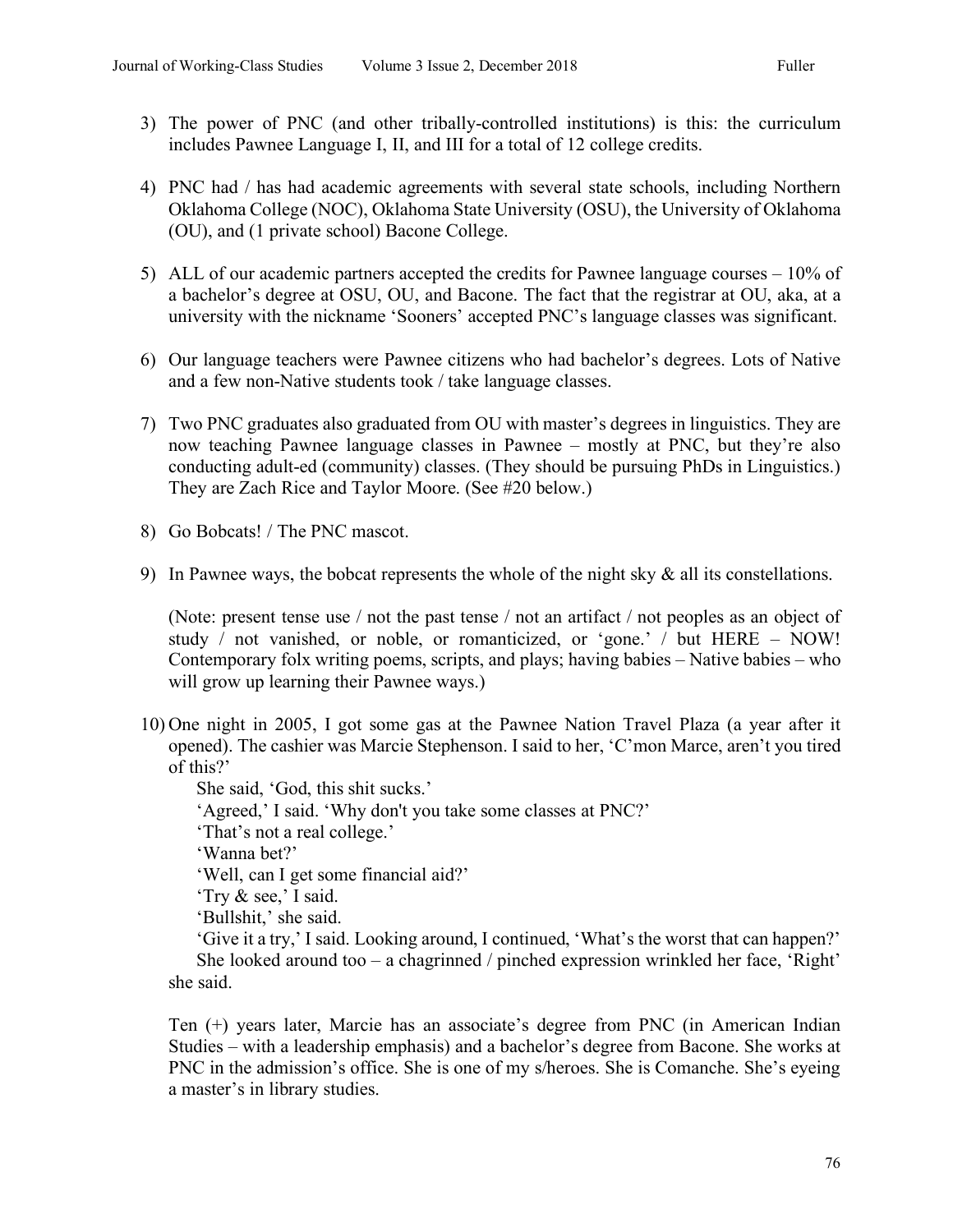3) The power of PNC (and other tribally-controlled institutions) is this: the curriculum includes Pawnee Language I, II, and III for a total of 12 college credits.

4) PNC had / has had academic agreements with several state schools, including Northern Oklahoma College (NOC), Oklahoma State University (OSU), the University of Oklahoma (OU), and (1 private school) Bacone College.

5) ALL of our academic partners accepted the credits for Pawnee language courses – 10% of a bachelor's degree at OSU, OU, and Bacone. The fact that the registrar at OU, aka, at a university with the nickname 'Sooners' accepted PNC's language classes was significant.

6) Our language teachers were Pawnee citizens who had bachelor's degrees. Lots of Native and a few non-Native students took / take language classes.

7) Two PNC graduates also graduated from OU with master's degrees in linguistics. They are now teaching Pawnee language classes in Pawnee – mostly at PNC, but they're also conducting adult-ed (community) classes. (They should be pursuing PhDs in Linguistics.) They are Zach Rice and Taylor Moore. (See #20 below.)

8) Go Bobcats! / The PNC mascot.

9) In Pawnee ways, the bobcat represents the whole of the night sky & all its constellations.

   (Note: present tense use / not the past tense / not an artifact / not peoples as an object of study / not vanished, or noble, or romanticized, or 'gone.' / but HERE – NOW! Contemporary folx writing poems, scripts, and plays; having babies – Native babies – who will grow up learning their Pawnee ways.)

10) One night in 2005, I got some gas at the Pawnee Nation Travel Plaza (a year after it opened). The cashier was Marcie Stephenson. I said to her, 'C'mon Marce, aren't you tired of this?'

    She said, 'God, this shit sucks.'

    'Agreed,' I said. 'Why don't you take some classes at PNC?'

    'That's not a real college.'

    'Wanna bet?'

    'Well, can I get some financial aid?'

    'Try & see,' I said.

    'Bullshit,' she said.

    'Give it a try,' I said. Looking around, I continued, 'What's the worst that can happen?'

    She looked around too – a chagrinned / pinched expression wrinkled her face, 'Right' she said.

    Ten (+) years later, Marcie has an associate's degree from PNC (in American Indian Studies – with a leadership emphasis) and a bachelor's degree from Bacone. She works at PNC in the admission's office. She is one of my s/heroes. She is Comanche. She's eyeing a master's in library studies.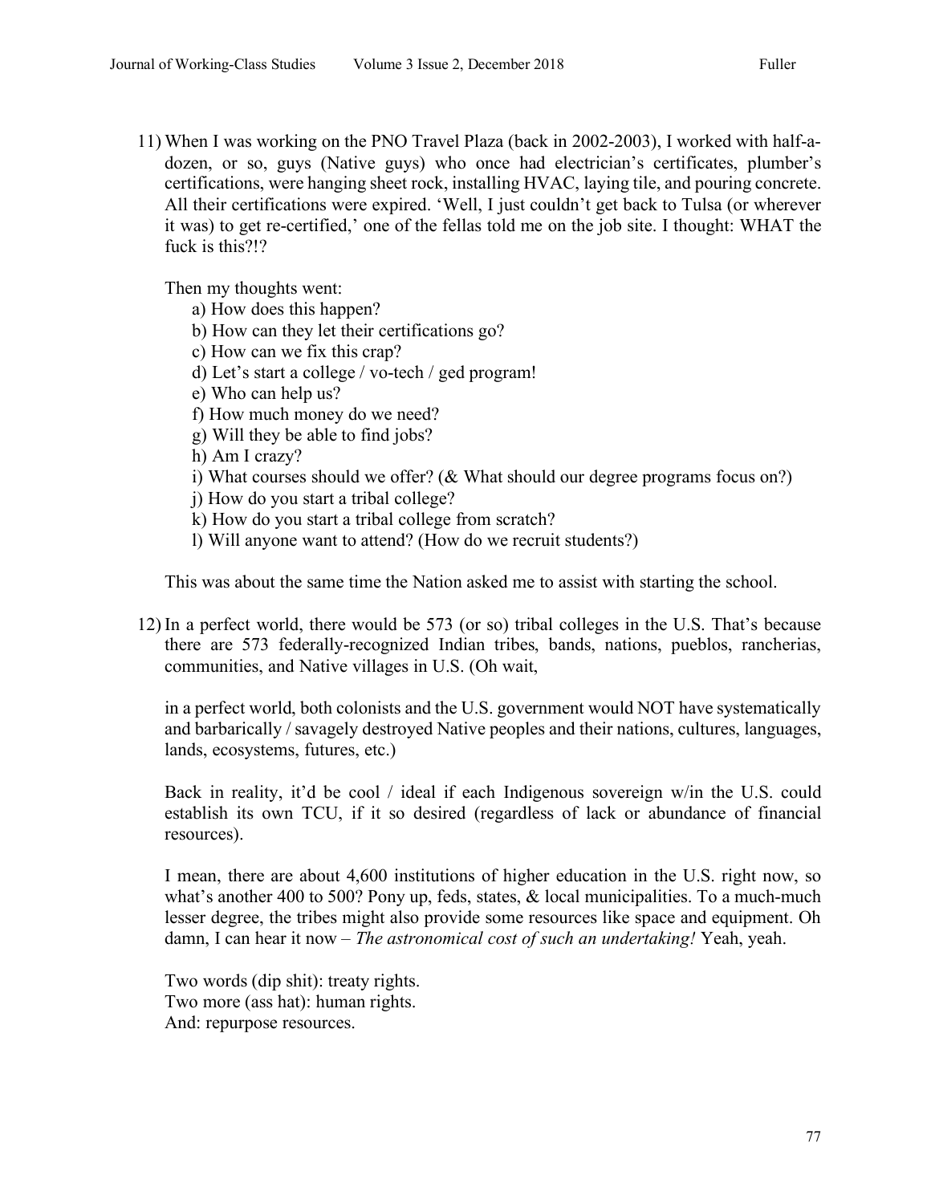11) When I was working on the PNO Travel Plaza (back in 2002-2003), I worked with half-a-dozen, or so, guys (Native guys) who once had electrician's certificates, plumber's certifications, were hanging sheet rock, installing HVAC, laying tile, and pouring concrete. All their certifications were expired. 'Well, I just couldn't get back to Tulsa (or wherever it was) to get re-certified,' one of the fellas told me on the job site. I thought: WHAT the fuck is this?!?

    Then my thoughts went:

    a) How does this happen?
    b) How can they let their certifications go?
    c) How can we fix this crap?
    d) Let's start a college / vo-tech / ged program!
    e) Who can help us?
    f) How much money do we need?
    g) Will they be able to find jobs?
    h) Am I crazy?
    i) What courses should we offer? (& What should our degree programs focus on?)
    j) How do you start a tribal college?
    k) How do you start a tribal college from scratch?
    l) Will anyone want to attend? (How do we recruit students?)

    This was about the same time the Nation asked me to assist with starting the school.

12) In a perfect world, there would be 573 (or so) tribal colleges in the U.S. That's because there are 573 federally-recognized Indian tribes, bands, nations, pueblos, rancherias, communities, and Native villages in U.S. (Oh wait,

    in a perfect world, both colonists and the U.S. government would NOT have systematically and barbarically / savagely destroyed Native peoples and their nations, cultures, languages, lands, ecosystems, futures, etc.)

    Back in reality, it'd be cool / ideal if each Indigenous sovereign w/in the U.S. could establish its own TCU, if it so desired (regardless of lack or abundance of financial resources).

    I mean, there are about 4,600 institutions of higher education in the U.S. right now, so what's another 400 to 500? Pony up, feds, states, & local municipalities. To a much-much lesser degree, the tribes might also provide some resources like space and equipment. Oh damn, I can hear it now – *The astronomical cost of such an undertaking!* Yeah, yeah.

    Two words (dip shit): treaty rights.
    Two more (ass hat): human rights.
    And: repurpose resources.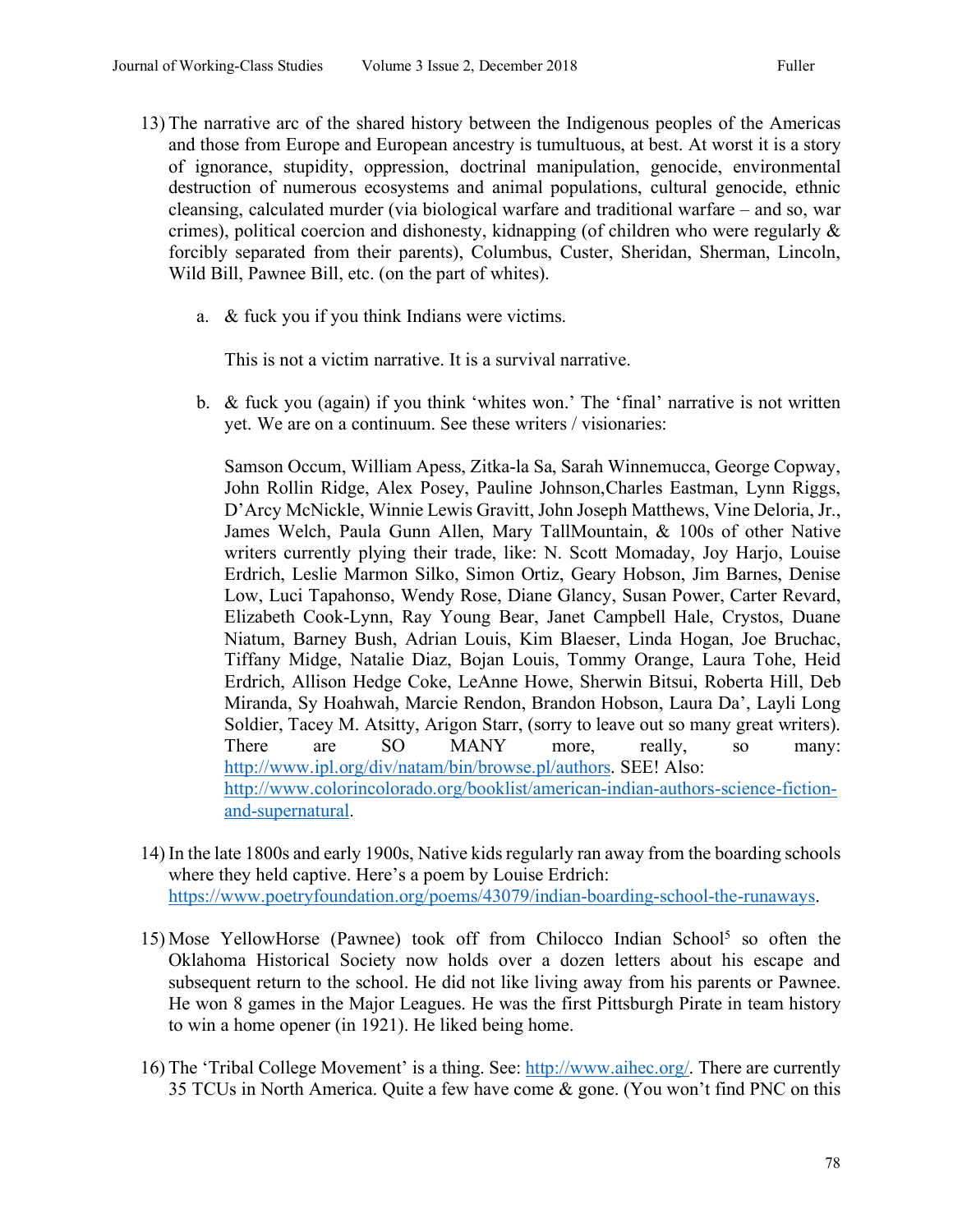13) The narrative arc of the shared history between the Indigenous peoples of the Americas and those from Europe and European ancestry is tumultuous, at best. At worst it is a story of ignorance, stupidity, oppression, doctrinal manipulation, genocide, environmental destruction of numerous ecosystems and animal populations, cultural genocide, ethnic cleansing, calculated murder (via biological warfare and traditional warfare – and so, war crimes), political coercion and dishonesty, kidnapping (of children who were regularly & forcibly separated from their parents), Columbus, Custer, Sheridan, Sherman, Lincoln, Wild Bill, Pawnee Bill, etc. (on the part of whites).

    a. & fuck you if you think Indians were victims.

       This is not a victim narrative. It is a survival narrative.

    b. & fuck you (again) if you think 'whites won.' The 'final' narrative is not written yet. We are on a continuum. See these writers / visionaries:

       Samson Occum, William Apess, Zitka-la Sa, Sarah Winnemucca, George Copway, John Rollin Ridge, Alex Posey, Pauline Johnson,Charles Eastman, Lynn Riggs, D'Arcy McNickle, Winnie Lewis Gravitt, John Joseph Matthews, Vine Deloria, Jr., James Welch, Paula Gunn Allen, Mary TallMountain, & 100s of other Native writers currently plying their trade, like: N. Scott Momaday, Joy Harjo, Louise Erdrich, Leslie Marmon Silko, Simon Ortiz, Geary Hobson, Jim Barnes, Denise Low, Luci Tapahonso, Wendy Rose, Diane Glancy, Susan Power, Carter Revard, Elizabeth Cook-Lynn, Ray Young Bear, Janet Campbell Hale, Crystos, Duane Niatum, Barney Bush, Adrian Louis, Kim Blaeser, Linda Hogan, Joe Bruchac, Tiffany Midge, Natalie Diaz, Bojan Louis, Tommy Orange, Laura Tohe, Heid Erdrich, Allison Hedge Coke, LeAnne Howe, Sherwin Bitsui, Roberta Hill, Deb Miranda, Sy Hoahwah, Marcie Rendon, Brandon Hobson, Laura Da', Layli Long Soldier, Tacey M. Atsitty, Arigon Starr, (sorry to leave out so many great writers). There are SO MANY more, really, so many: [http://www.ipl.org/div/natam/bin/browse.pl/authors](http://www.ipl.org/div/natam/bin/browse.pl/authors). SEE! Also: [http://www.colorincolorado.org/booklist/american-indian-authors-science-fiction-and-supernatural](http://www.colorincolorado.org/booklist/american-indian-authors-science-fiction-and-supernatural).

14) In the late 1800s and early 1900s, Native kids regularly ran away from the boarding schools where they held captive. Here's a poem by Louise Erdrich: [https://www.poetryfoundation.org/poems/43079/indian-boarding-school-the-runaways](https://www.poetryfoundation.org/poems/43079/indian-boarding-school-the-runaways).

15) Mose YellowHorse (Pawnee) took off from Chilocco Indian School[5] so often the Oklahoma Historical Society now holds over a dozen letters about his escape and subsequent return to the school. He did not like living away from his parents or Pawnee. He won 8 games in the Major Leagues. He was the first Pittsburgh Pirate in team history to win a home opener (in 1921). He liked being home.

16) The 'Tribal College Movement' is a thing. See: [http://www.aihec.org/](http://www.aihec.org/). There are currently 35 TCUs in North America. Quite a few have come & gone. (You won't find PNC on this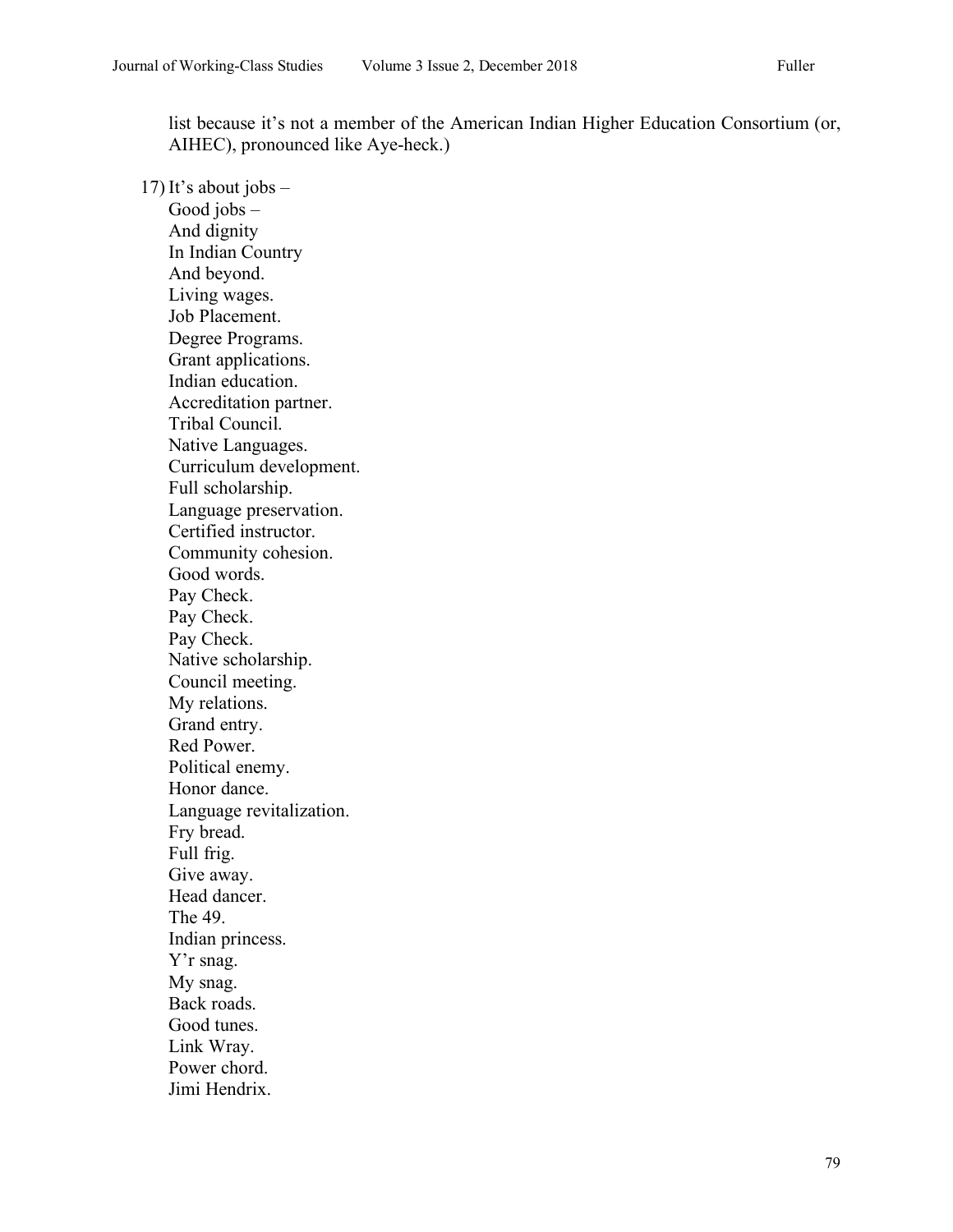list because it's not a member of the American Indian Higher Education Consortium (or, AIHEC), pronounced like Aye-heck.)

17) It's about jobs –  
Good jobs –  
And dignity  
In Indian Country  
And beyond.  
Living wages.  
Job Placement.  
Degree Programs.  
Grant applications.  
Indian education.  
Accreditation partner.  
Tribal Council.  
Native Languages.  
Curriculum development.  
Full scholarship.  
Language preservation.  
Certified instructor.  
Community cohesion.  
Good words.  
Pay Check.  
Pay Check.  
Pay Check.  
Native scholarship.  
Council meeting.  
My relations.  
Grand entry.  
Red Power.  
Political enemy.  
Honor dance.  
Language revitalization.  
Fry bread.  
Full frig.  
Give away.  
Head dancer.  
The 49.  
Indian princess.  
Y'r snag.  
My snag.  
Back roads.  
Good tunes.  
Link Wray.  
Power chord.  
Jimi Hendrix.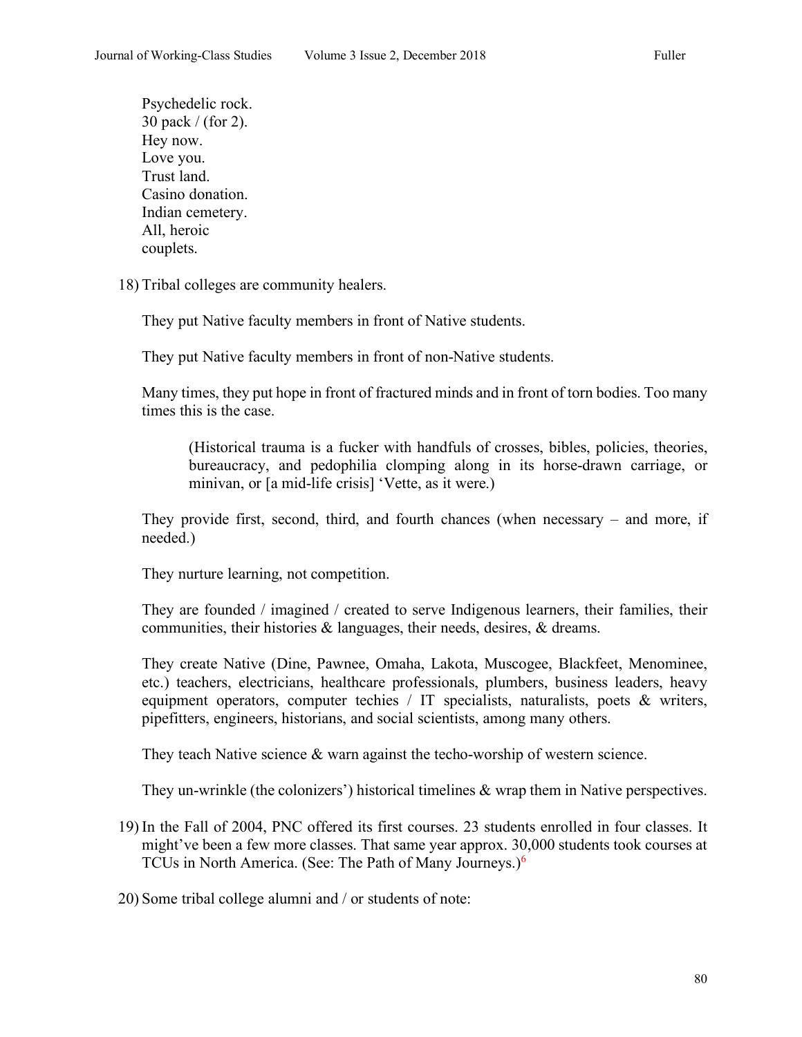Psychedelic rock.  
30 pack / (for 2).  
Hey now.  
Love you.  
Trust land.  
Casino donation.  
Indian cemetery.  
All, heroic  
couplets.

18) Tribal colleges are community healers.

    They put Native faculty members in front of Native students.

    They put Native faculty members in front of non-Native students.

    Many times, they put hope in front of fractured minds and in front of torn bodies. Too many times this is the case.

    > (Historical trauma is a fucker with handfuls of crosses, bibles, policies, theories, bureaucracy, and pedophilia clomping along in its horse-drawn carriage, or minivan, or [a mid-life crisis] 'Vette, as it were.)

    They provide first, second, third, and fourth chances (when necessary – and more, if needed.)

    They nurture learning, not competition.

    They are founded / imagined / created to serve Indigenous learners, their families, their communities, their histories & languages, their needs, desires, & dreams.

    They create Native (Dine, Pawnee, Omaha, Lakota, Muscogee, Blackfeet, Menominee, etc.) teachers, electricians, healthcare professionals, plumbers, business leaders, heavy equipment operators, computer techies / IT specialists, naturalists, poets & writers, pipefitters, engineers, historians, and social scientists, among many others.

    They teach Native science & warn against the techo-worship of western science.

    They un-wrinkle (the colonizers') historical timelines & wrap them in Native perspectives.

19) In the Fall of 2004, PNC offered its first courses. 23 students enrolled in four classes. It might've been a few more classes. That same year approx. 30,000 students took courses at TCUs in North America. (See: The Path of Many Journeys.)[6]

20) Some tribal college alumni and / or students of note: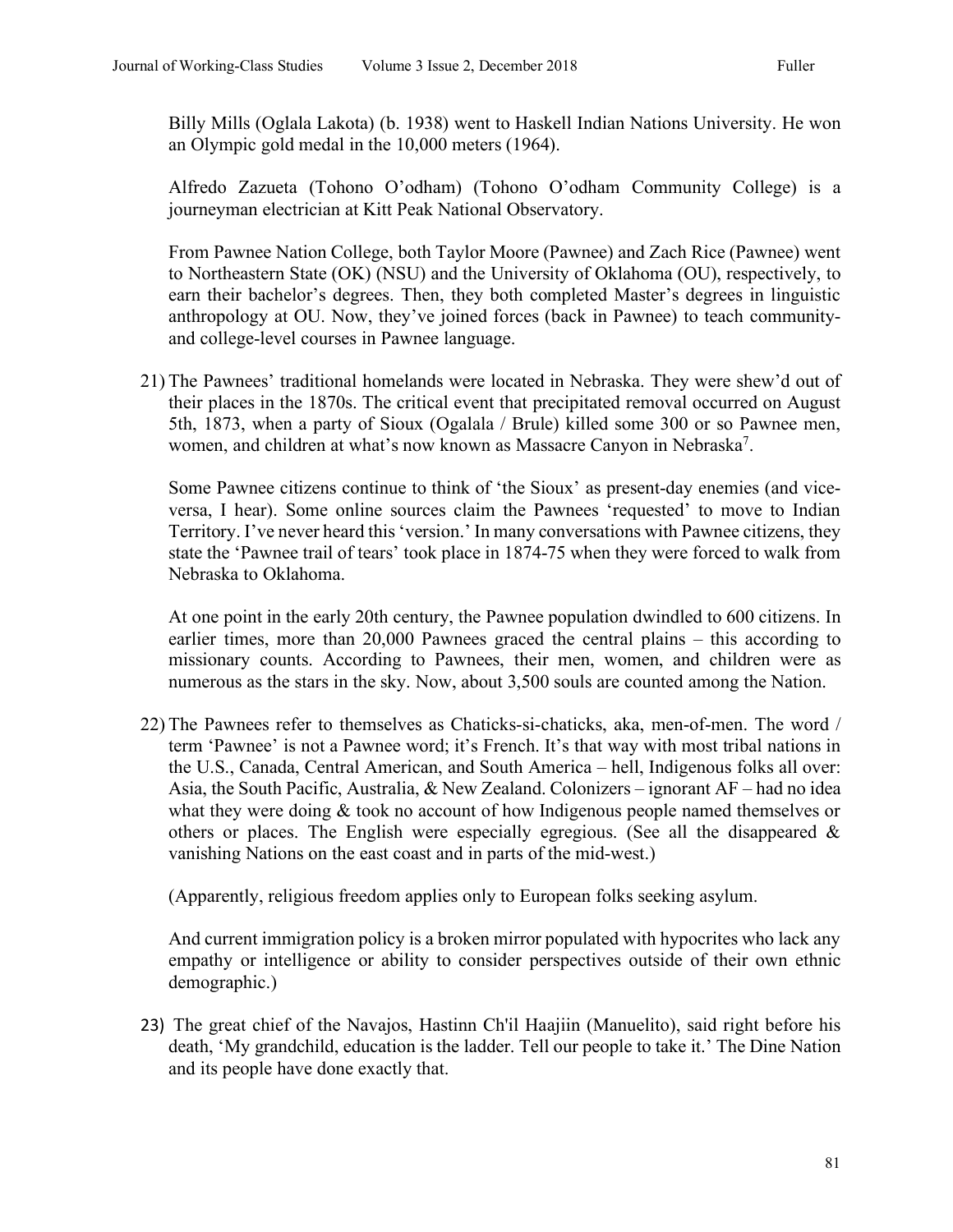Billy Mills (Oglala Lakota) (b. 1938) went to Haskell Indian Nations University. He won an Olympic gold medal in the 10,000 meters (1964).

Alfredo Zazueta (Tohono O'odham) (Tohono O'odham Community College) is a journeyman electrician at Kitt Peak National Observatory.

From Pawnee Nation College, both Taylor Moore (Pawnee) and Zach Rice (Pawnee) went to Northeastern State (OK) (NSU) and the University of Oklahoma (OU), respectively, to earn their bachelor's degrees. Then, they both completed Master's degrees in linguistic anthropology at OU. Now, they've joined forces (back in Pawnee) to teach community- and college-level courses in Pawnee language.

21) The Pawnees' traditional homelands were located in Nebraska. They were shew'd out of their places in the 1870s. The critical event that precipitated removal occurred on August 5th, 1873, when a party of Sioux (Ogalala / Brule) killed some 300 or so Pawnee men, women, and children at what's now known as Massacre Canyon in Nebraska[7].

    Some Pawnee citizens continue to think of 'the Sioux' as present-day enemies (and vice-versa, I hear). Some online sources claim the Pawnees 'requested' to move to Indian Territory. I've never heard this 'version.' In many conversations with Pawnee citizens, they state the 'Pawnee trail of tears' took place in 1874-75 when they were forced to walk from Nebraska to Oklahoma.

    At one point in the early 20th century, the Pawnee population dwindled to 600 citizens. In earlier times, more than 20,000 Pawnees graced the central plains – this according to missionary counts. According to Pawnees, their men, women, and children were as numerous as the stars in the sky. Now, about 3,500 souls are counted among the Nation.

22) The Pawnees refer to themselves as Chaticks-si-chaticks, aka, men-of-men. The word / term 'Pawnee' is not a Pawnee word; it's French. It's that way with most tribal nations in the U.S., Canada, Central American, and South America – hell, Indigenous folks all over: Asia, the South Pacific, Australia, & New Zealand. Colonizers – ignorant AF – had no idea what they were doing & took no account of how Indigenous people named themselves or others or places. The English were especially egregious. (See all the disappeared & vanishing Nations on the east coast and in parts of the mid-west.)

    (Apparently, religious freedom applies only to European folks seeking asylum.

    And current immigration policy is a broken mirror populated with hypocrites who lack any empathy or intelligence or ability to consider perspectives outside of their own ethnic demographic.)

23) The great chief of the Navajos, Hastinn Ch'il Haajiin (Manuelito), said right before his death, 'My grandchild, education is the ladder. Tell our people to take it.' The Dine Nation and its people have done exactly that.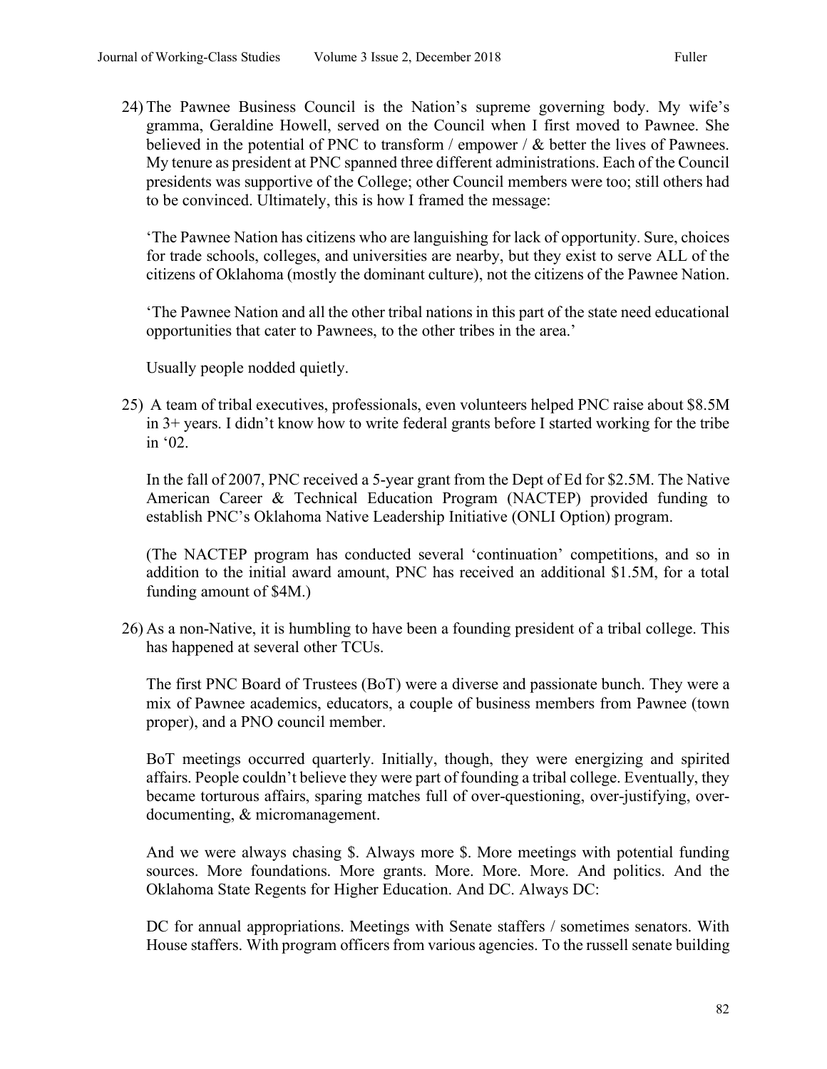24) The Pawnee Business Council is the Nation's supreme governing body. My wife's gramma, Geraldine Howell, served on the Council when I first moved to Pawnee. She believed in the potential of PNC to transform / empower / & better the lives of Pawnees. My tenure as president at PNC spanned three different administrations. Each of the Council presidents was supportive of the College; other Council members were too; still others had to be convinced. Ultimately, this is how I framed the message:

    'The Pawnee Nation has citizens who are languishing for lack of opportunity. Sure, choices for trade schools, colleges, and universities are nearby, but they exist to serve ALL of the citizens of Oklahoma (mostly the dominant culture), not the citizens of the Pawnee Nation.

    'The Pawnee Nation and all the other tribal nations in this part of the state need educational opportunities that cater to Pawnees, to the other tribes in the area.'

    Usually people nodded quietly.

25) A team of tribal executives, professionals, even volunteers helped PNC raise about $8.5M in 3+ years. I didn't know how to write federal grants before I started working for the tribe in '02.

    In the fall of 2007, PNC received a 5-year grant from the Dept of Ed for $2.5M. The Native American Career & Technical Education Program (NACTEP) provided funding to establish PNC's Oklahoma Native Leadership Initiative (ONLI Option) program.

    (The NACTEP program has conducted several 'continuation' competitions, and so in addition to the initial award amount, PNC has received an additional $1.5M, for a total funding amount of $4M.)

26) As a non-Native, it is humbling to have been a founding president of a tribal college. This has happened at several other TCUs.

    The first PNC Board of Trustees (BoT) were a diverse and passionate bunch. They were a mix of Pawnee academics, educators, a couple of business members from Pawnee (town proper), and a PNO council member.

    BoT meetings occurred quarterly. Initially, though, they were energizing and spirited affairs. People couldn't believe they were part of founding a tribal college. Eventually, they became torturous affairs, sparing matches full of over-questioning, over-justifying, over-documenting, & micromanagement.

    And we were always chasing $. Always more $. More meetings with potential funding sources. More foundations. More grants. More. More. More. And politics. And the Oklahoma State Regents for Higher Education. And DC. Always DC:

    DC for annual appropriations. Meetings with Senate staffers / sometimes senators. With House staffers. With program officers from various agencies. To the russell senate building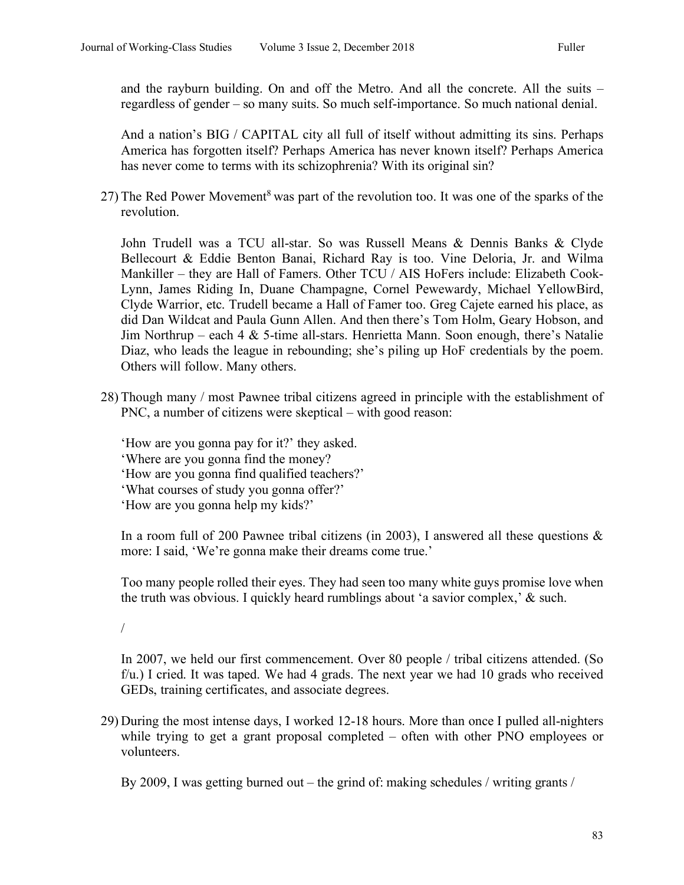and the rayburn building. On and off the Metro. And all the concrete. All the suits – regardless of gender – so many suits. So much self-importance. So much national denial.

And a nation's BIG / CAPITAL city all full of itself without admitting its sins. Perhaps America has forgotten itself? Perhaps America has never known itself? Perhaps America has never come to terms with its schizophrenia? With its original sin?

27) The Red Power Movement[8] was part of the revolution too. It was one of the sparks of the revolution.

   John Trudell was a TCU all-star. So was Russell Means & Dennis Banks & Clyde Bellecourt & Eddie Benton Banai, Richard Ray is too. Vine Deloria, Jr. and Wilma Mankiller – they are Hall of Famers. Other TCU / AIS HoFers include: Elizabeth Cook-Lynn, James Riding In, Duane Champagne, Cornel Pewewardy, Michael YellowBird, Clyde Warrior, etc. Trudell became a Hall of Famer too. Greg Cajete earned his place, as did Dan Wildcat and Paula Gunn Allen. And then there's Tom Holm, Geary Hobson, and Jim Northrup – each 4 & 5-time all-stars. Henrietta Mann. Soon enough, there's Natalie Diaz, who leads the league in rebounding; she's piling up HoF credentials by the poem. Others will follow. Many others.

28) Though many / most Pawnee tribal citizens agreed in principle with the establishment of PNC, a number of citizens were skeptical – with good reason:

   'How are you gonna pay for it?' they asked.
   'Where are you gonna find the money?
   'How are you gonna find qualified teachers?'
   'What courses of study you gonna offer?'
   'How are you gonna help my kids?'

   In a room full of 200 Pawnee tribal citizens (in 2003), I answered all these questions & more: I said, 'We're gonna make their dreams come true.'

   Too many people rolled their eyes. They had seen too many white guys promise love when the truth was obvious. I quickly heard rumblings about 'a savior complex,' & such.

   /

   In 2007, we held our first commencement. Over 80 people / tribal citizens attended. (So f/u.) I cried. It was taped. We had 4 grads. The next year we had 10 grads who received GEDs, training certificates, and associate degrees.

29) During the most intense days, I worked 12-18 hours. More than once I pulled all-nighters while trying to get a grant proposal completed – often with other PNO employees or volunteers.

   By 2009, I was getting burned out – the grind of: making schedules / writing grants /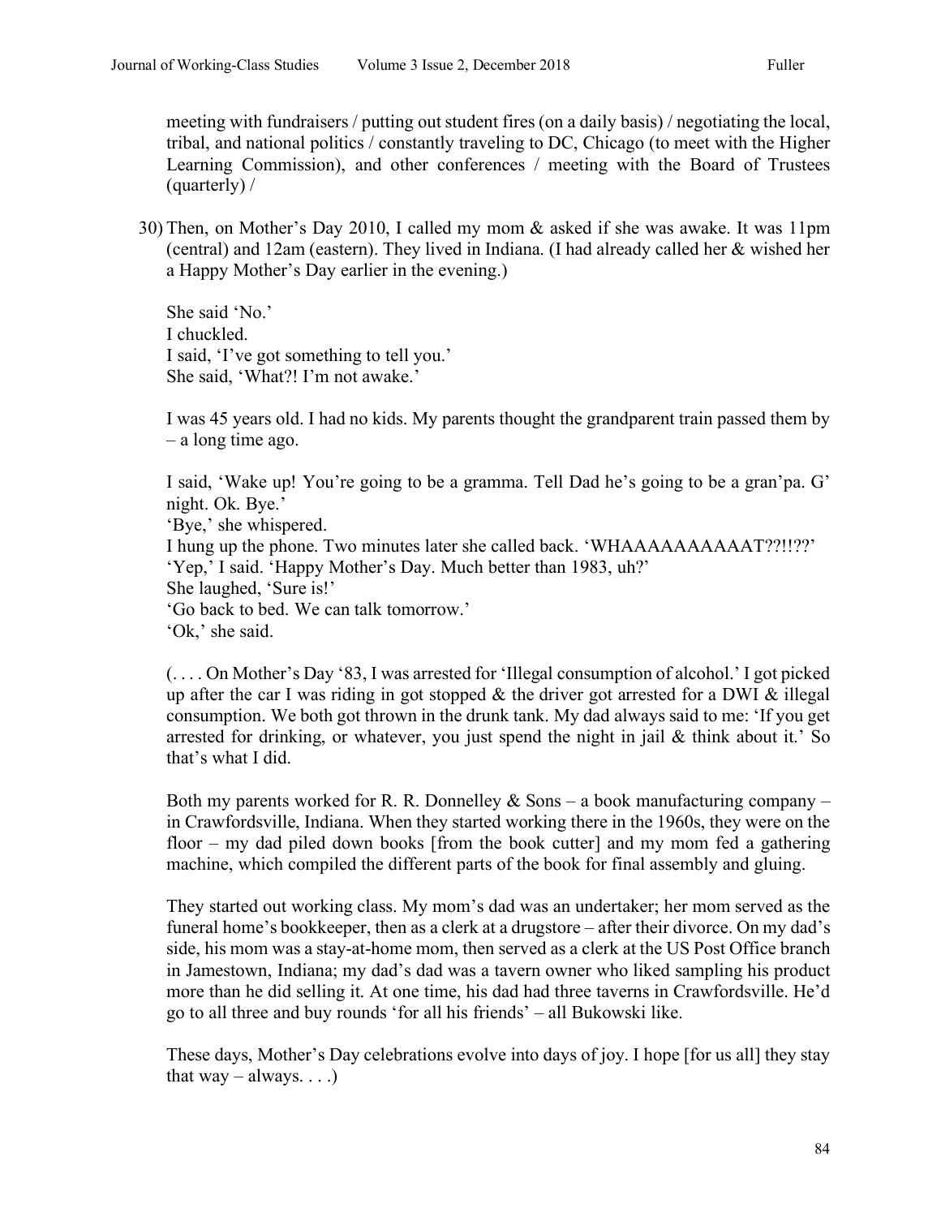meeting with fundraisers / putting out student fires (on a daily basis) / negotiating the local, tribal, and national politics / constantly traveling to DC, Chicago (to meet with the Higher Learning Commission), and other conferences / meeting with the Board of Trustees (quarterly) /

30) Then, on Mother's Day 2010, I called my mom & asked if she was awake. It was 11pm (central) and 12am (eastern). They lived in Indiana. (I had already called her & wished her a Happy Mother's Day earlier in the evening.)

    She said 'No.'  
    I chuckled.  
    I said, 'I've got something to tell you.'  
    She said, 'What?! I'm not awake.'

    I was 45 years old. I had no kids. My parents thought the grandparent train passed them by – a long time ago.

    I said, 'Wake up! You're going to be a gramma. Tell Dad he's going to be a gran'pa. G' night. Ok. Bye.'  
    'Bye,' she whispered.  
    I hung up the phone. Two minutes later she called back. 'WHAAAAAAAAAAT??!!??'  
    'Yep,' I said. 'Happy Mother's Day. Much better than 1983, uh?'  
    She laughed, 'Sure is!'  
    'Go back to bed. We can talk tomorrow.'  
    'Ok,' she said.

    ( . . . . On Mother's Day '83, I was arrested for 'Illegal consumption of alcohol.' I got picked up after the car I was riding in got stopped & the driver got arrested for a DWI & illegal consumption. We both got thrown in the drunk tank. My dad always said to me: 'If you get arrested for drinking, or whatever, you just spend the night in jail & think about it.' So that's what I did.

    Both my parents worked for R. R. Donnelley & Sons – a book manufacturing company – in Crawfordsville, Indiana. When they started working there in the 1960s, they were on the floor – my dad piled down books [from the book cutter] and my mom fed a gathering machine, which compiled the different parts of the book for final assembly and gluing.

    They started out working class. My mom's dad was an undertaker; her mom served as the funeral home's bookkeeper, then as a clerk at a drugstore – after their divorce. On my dad's side, his mom was a stay-at-home mom, then served as a clerk at the US Post Office branch in Jamestown, Indiana; my dad's dad was a tavern owner who liked sampling his product more than he did selling it. At one time, his dad had three taverns in Crawfordsville. He'd go to all three and buy rounds 'for all his friends' – all Bukowski like.

    These days, Mother's Day celebrations evolve into days of joy. I hope [for us all] they stay that way – always. . . .)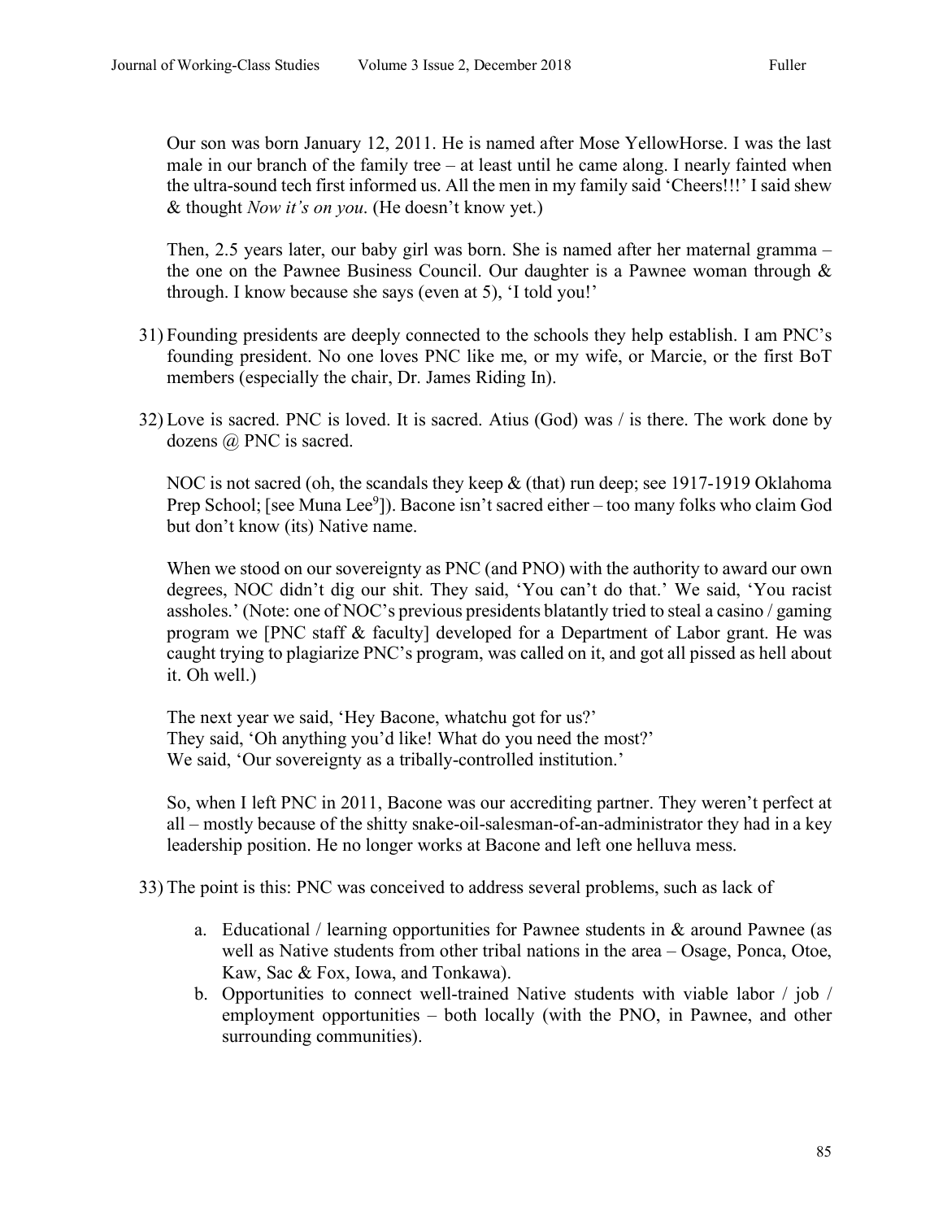Our son was born January 12, 2011. He is named after Mose YellowHorse. I was the last male in our branch of the family tree – at least until he came along. I nearly fainted when the ultra-sound tech first informed us. All the men in my family said 'Cheers!!!' I said shew & thought *Now it's on you*. (He doesn't know yet.)

Then, 2.5 years later, our baby girl was born. She is named after her maternal gramma – the one on the Pawnee Business Council. Our daughter is a Pawnee woman through & through. I know because she says (even at 5), 'I told you!'

31) Founding presidents are deeply connected to the schools they help establish. I am PNC's founding president. No one loves PNC like me, or my wife, or Marcie, or the first BoT members (especially the chair, Dr. James Riding In).

32) Love is sacred. PNC is loved. It is sacred. Atius (God) was / is there. The work done by dozens @ PNC is sacred.

NOC is not sacred (oh, the scandals they keep & (that) run deep; see 1917-1919 Oklahoma Prep School; [see Muna Lee[9]]). Bacone isn't sacred either – too many folks who claim God but don't know (its) Native name.

When we stood on our sovereignty as PNC (and PNO) with the authority to award our own degrees, NOC didn't dig our shit. They said, 'You can't do that.' We said, 'You racist assholes.' (Note: one of NOC's previous presidents blatantly tried to steal a casino / gaming program we [PNC staff & faculty] developed for a Department of Labor grant. He was caught trying to plagiarize PNC's program, was called on it, and got all pissed as hell about it. Oh well.)

The next year we said, 'Hey Bacone, whatchu got for us?'
They said, 'Oh anything you'd like! What do you need the most?'
We said, 'Our sovereignty as a tribally-controlled institution.'

So, when I left PNC in 2011, Bacone was our accrediting partner. They weren't perfect at all – mostly because of the shitty snake-oil-salesman-of-an-administrator they had in a key leadership position. He no longer works at Bacone and left one helluva mess.

33) The point is this: PNC was conceived to address several problems, such as lack of

   a. Educational / learning opportunities for Pawnee students in & around Pawnee (as well as Native students from other tribal nations in the area – Osage, Ponca, Otoe, Kaw, Sac & Fox, Iowa, and Tonkawa).
   b. Opportunities to connect well-trained Native students with viable labor / job / employment opportunities – both locally (with the PNO, in Pawnee, and other surrounding communities).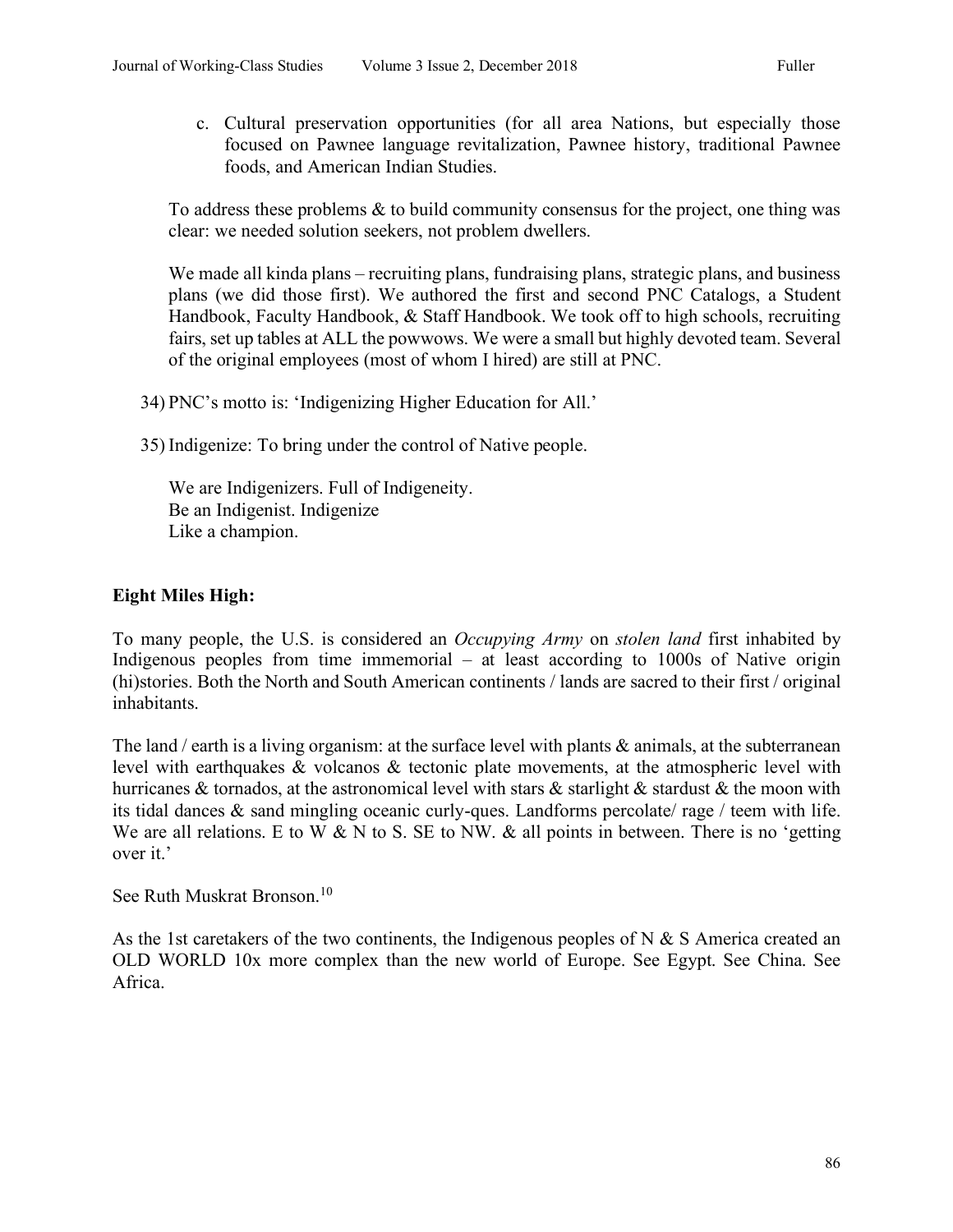c. Cultural preservation opportunities (for all area Nations, but especially those focused on Pawnee language revitalization, Pawnee history, traditional Pawnee foods, and American Indian Studies.

To address these problems & to build community consensus for the project, one thing was clear: we needed solution seekers, not problem dwellers.

We made all kinda plans – recruiting plans, fundraising plans, strategic plans, and business plans (we did those first). We authored the first and second PNC Catalogs, a Student Handbook, Faculty Handbook, & Staff Handbook. We took off to high schools, recruiting fairs, set up tables at ALL the powwows. We were a small but highly devoted team. Several of the original employees (most of whom I hired) are still at PNC.

34) PNC's motto is: 'Indigenizing Higher Education for All.'

35) Indigenize: To bring under the control of Native people.

We are Indigenizers. Full of Indigeneity.  
Be an Indigenist. Indigenize  
Like a champion.

**Eight Miles High:**

To many people, the U.S. is considered an *Occupying Army* on *stolen land* first inhabited by Indigenous peoples from time immemorial – at least according to 1000s of Native origin (hi)stories. Both the North and South American continents / lands are sacred to their first / original inhabitants.

The land / earth is a living organism: at the surface level with plants & animals, at the subterranean level with earthquakes & volcanos & tectonic plate movements, at the atmospheric level with hurricanes & tornados, at the astronomical level with stars & starlight & stardust & the moon with its tidal dances & sand mingling oceanic curly-ques. Landforms percolate/ rage / teem with life. We are all relations. E to W & N to S. SE to NW. & all points in between. There is no 'getting over it.'

See Ruth Muskrat Bronson.[10]

As the 1st caretakers of the two continents, the Indigenous peoples of N & S America created an OLD WORLD 10x more complex than the new world of Europe. See Egypt. See China. See Africa.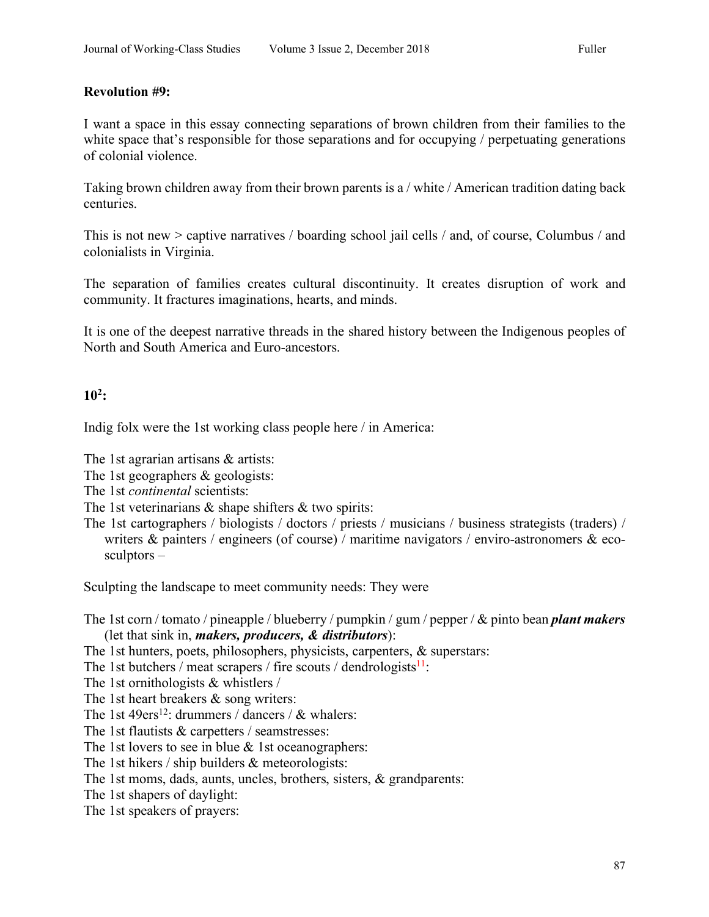**Revolution #9:**

I want a space in this essay connecting separations of brown children from their families to the white space that's responsible for those separations and for occupying / perpetuating generations of colonial violence.

Taking brown children away from their brown parents is a / white / American tradition dating back centuries.

This is not new > captive narratives / boarding school jail cells / and, of course, Columbus / and colonialists in Virginia.

The separation of families creates cultural discontinuity. It creates disruption of work and community. It fractures imaginations, hearts, and minds.

It is one of the deepest narrative threads in the shared history between the Indigenous peoples of North and South America and Euro-ancestors.

**$10^2$:**

Indig folx were the 1st working class people here / in America:

The 1st agrarian artisans & artists:
The 1st geographers & geologists:
The 1st *continental* scientists:
The 1st veterinarians & shape shifters & two spirits:
The 1st cartographers / biologists / doctors / priests / musicians / business strategists (traders) / writers & painters / engineers (of course) / maritime navigators / enviro-astronomers & eco-sculptors –

Sculpting the landscape to meet community needs: They were

The 1st corn / tomato / pineapple / blueberry / pumpkin / gum / pepper / & pinto bean ***plant makers*** (let that sink in, ***makers, producers, & distributors***):
The 1st hunters, poets, philosophers, physicists, carpenters, & superstars:
The 1st butchers / meat scrapers / fire scouts / dendrologists[11]:
The 1st ornithologists & whistlers /
The 1st heart breakers & song writers:
The 1st 49ers[12]: drummers / dancers / & whalers:
The 1st flautists & carpetters / seamstresses:
The 1st lovers to see in blue & 1st oceanographers:
The 1st hikers / ship builders & meteorologists:
The 1st moms, dads, aunts, uncles, brothers, sisters, & grandparents:
The 1st shapers of daylight:
The 1st speakers of prayers: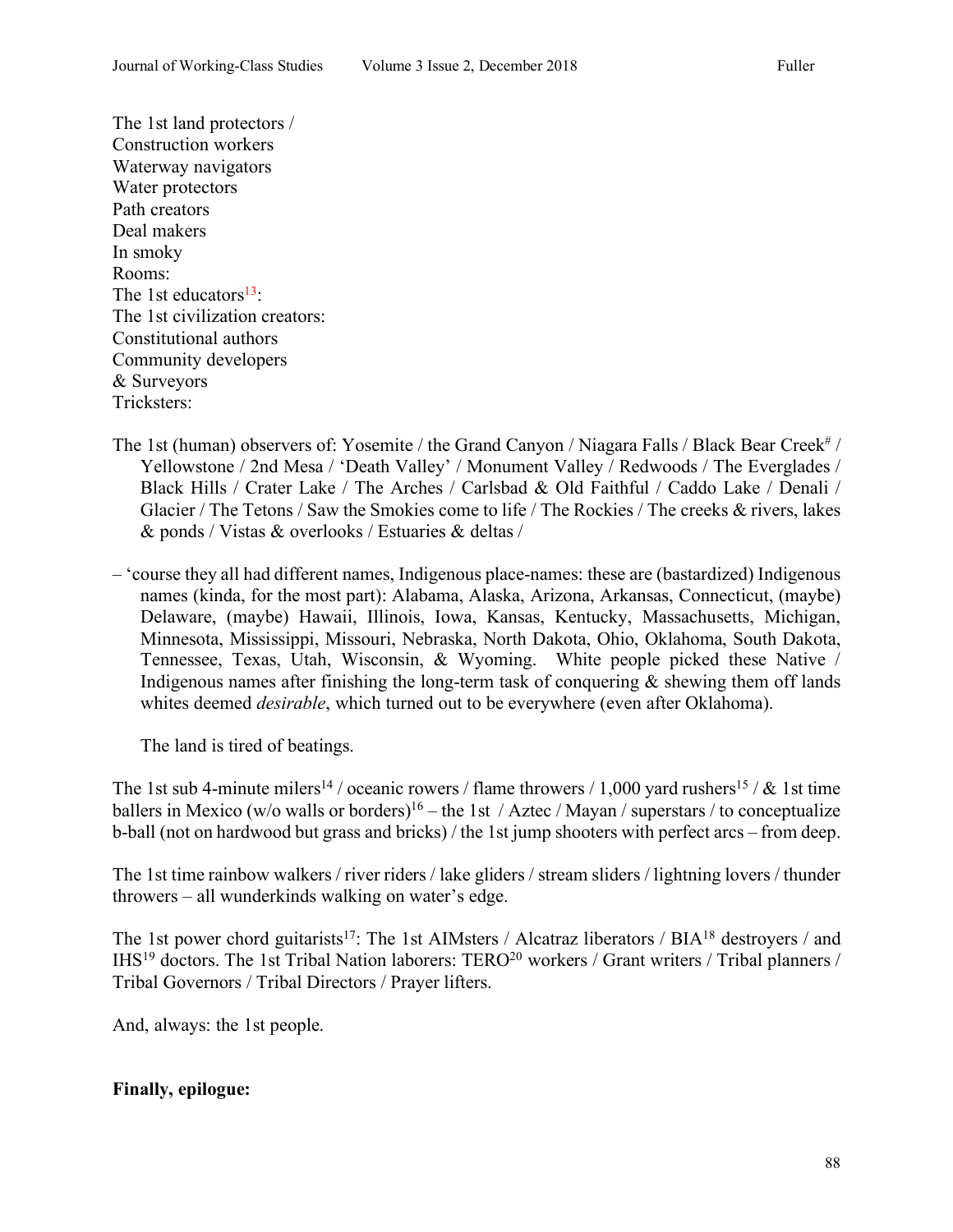The 1st land protectors /  
Construction workers  
Waterway navigators  
Water protectors  
Path creators  
Deal makers  
In smoky  
Rooms:  
The 1st educators[13]:  
The 1st civilization creators:  
Constitutional authors  
Community developers  
& Surveyors  
Tricksters:

The 1st (human) observers of: Yosemite / the Grand Canyon / Niagara Falls / Black Bear Creek[#] / Yellowstone / 2nd Mesa / 'Death Valley' / Monument Valley / Redwoods / The Everglades / Black Hills / Crater Lake / The Arches / Carlsbad & Old Faithful / Caddo Lake / Denali / Glacier / The Tetons / Saw the Smokies come to life / The Rockies / The creeks & rivers, lakes & ponds / Vistas & overlooks / Estuaries & deltas /

– 'course they all had different names, Indigenous place-names: these are (bastardized) Indigenous names (kinda, for the most part): Alabama, Alaska, Arizona, Arkansas, Connecticut, (maybe) Delaware, (maybe) Hawaii, Illinois, Iowa, Kansas, Kentucky, Massachusetts, Michigan, Minnesota, Mississippi, Missouri, Nebraska, North Dakota, Ohio, Oklahoma, South Dakota, Tennessee, Texas, Utah, Wisconsin, & Wyoming. White people picked these Native / Indigenous names after finishing the long-term task of conquering & shewing them off lands whites deemed *desirable*, which turned out to be everywhere (even after Oklahoma).

The land is tired of beatings.

The 1st sub 4-minute milers[14] / oceanic rowers / flame throwers / 1,000 yard rushers[15] / & 1st time ballers in Mexico (w/o walls or borders)[16] – the 1st / Aztec / Mayan / superstars / to conceptualize b-ball (not on hardwood but grass and bricks) / the 1st jump shooters with perfect arcs – from deep.

The 1st time rainbow walkers / river riders / lake gliders / stream sliders / lightning lovers / thunder throwers – all wunderkinds walking on water's edge.

The 1st power chord guitarists[17]: The 1st AIMsters / Alcatraz liberators / BIA[18] destroyers / and IHS[19] doctors. The 1st Tribal Nation laborers: TERO[20] workers / Grant writers / Tribal planners / Tribal Governors / Tribal Directors / Prayer lifters.

And, always: the 1st people.

**Finally, epilogue:**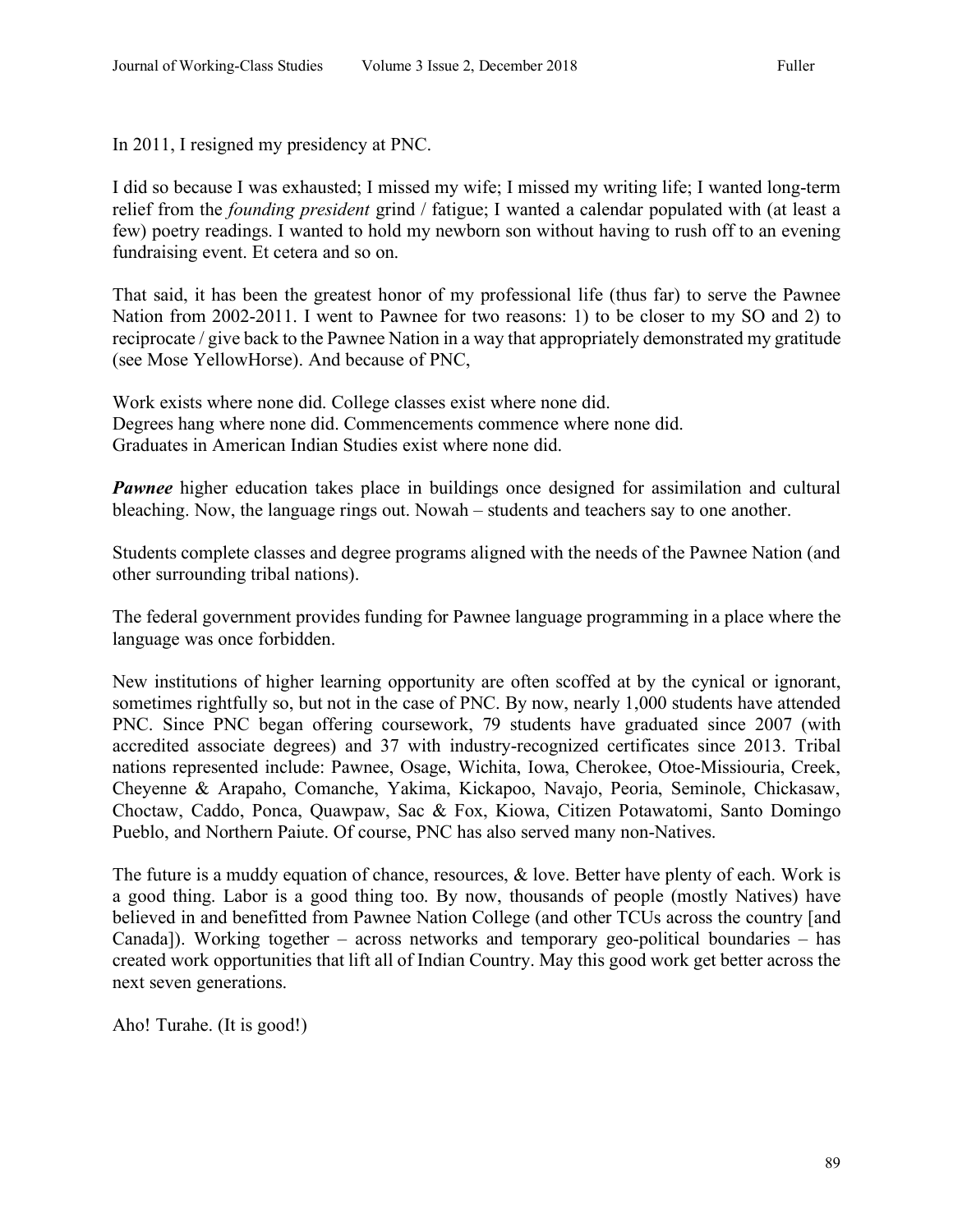In 2011, I resigned my presidency at PNC.

I did so because I was exhausted; I missed my wife; I missed my writing life; I wanted long-term relief from the *founding president* grind / fatigue; I wanted a calendar populated with (at least a few) poetry readings. I wanted to hold my newborn son without having to rush off to an evening fundraising event. Et cetera and so on.

That said, it has been the greatest honor of my professional life (thus far) to serve the Pawnee Nation from 2002-2011. I went to Pawnee for two reasons: 1) to be closer to my SO and 2) to reciprocate / give back to the Pawnee Nation in a way that appropriately demonstrated my gratitude (see Mose YellowHorse). And because of PNC,

Work exists where none did. College classes exist where none did.
Degrees hang where none did. Commencements commence where none did.
Graduates in American Indian Studies exist where none did.

***Pawnee*** higher education takes place in buildings once designed for assimilation and cultural bleaching. Now, the language rings out. Nowah – students and teachers say to one another.

Students complete classes and degree programs aligned with the needs of the Pawnee Nation (and other surrounding tribal nations).

The federal government provides funding for Pawnee language programming in a place where the language was once forbidden.

New institutions of higher learning opportunity are often scoffed at by the cynical or ignorant, sometimes rightfully so, but not in the case of PNC. By now, nearly 1,000 students have attended PNC. Since PNC began offering coursework, 79 students have graduated since 2007 (with accredited associate degrees) and 37 with industry-recognized certificates since 2013. Tribal nations represented include: Pawnee, Osage, Wichita, Iowa, Cherokee, Otoe-Missiouria, Creek, Cheyenne & Arapaho, Comanche, Yakima, Kickapoo, Navajo, Peoria, Seminole, Chickasaw, Choctaw, Caddo, Ponca, Quawpaw, Sac & Fox, Kiowa, Citizen Potawatomi, Santo Domingo Pueblo, and Northern Paiute. Of course, PNC has also served many non-Natives.

The future is a muddy equation of chance, resources, & love. Better have plenty of each. Work is a good thing. Labor is a good thing too. By now, thousands of people (mostly Natives) have believed in and benefitted from Pawnee Nation College (and other TCUs across the country [and Canada]). Working together – across networks and temporary geo-political boundaries – has created work opportunities that lift all of Indian Country. May this good work get better across the next seven generations.

Aho! Turahe. (It is good!)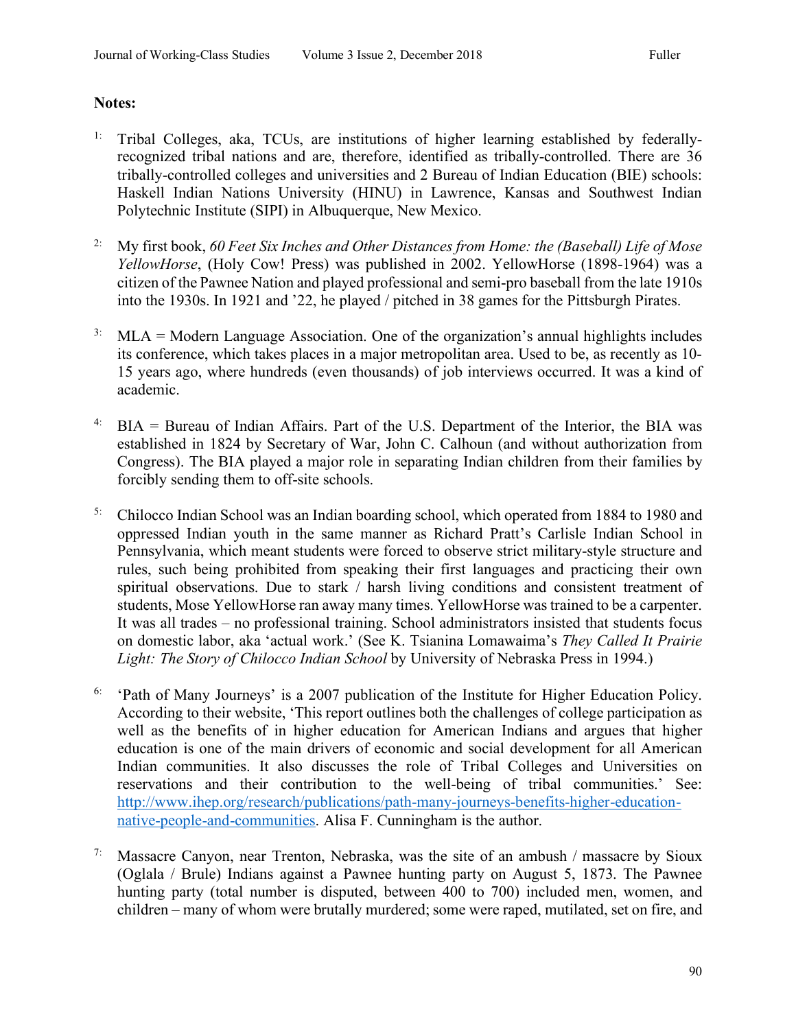**Notes:**

1: Tribal Colleges, aka, TCUs, are institutions of higher learning established by federally-recognized tribal nations and are, therefore, identified as tribally-controlled. There are 36 tribally-controlled colleges and universities and 2 Bureau of Indian Education (BIE) schools: Haskell Indian Nations University (HINU) in Lawrence, Kansas and Southwest Indian Polytechnic Institute (SIPI) in Albuquerque, New Mexico.

2: My first book, *60 Feet Six Inches and Other Distances from Home: the (Baseball) Life of Mose YellowHorse*, (Holy Cow! Press) was published in 2002. YellowHorse (1898-1964) was a citizen of the Pawnee Nation and played professional and semi-pro baseball from the late 1910s into the 1930s. In 1921 and '22, he played / pitched in 38 games for the Pittsburgh Pirates.

3: MLA = Modern Language Association. One of the organization's annual highlights includes its conference, which takes places in a major metropolitan area. Used to be, as recently as 10-15 years ago, where hundreds (even thousands) of job interviews occurred. It was a kind of academic.

4: BIA = Bureau of Indian Affairs. Part of the U.S. Department of the Interior, the BIA was established in 1824 by Secretary of War, John C. Calhoun (and without authorization from Congress). The BIA played a major role in separating Indian children from their families by forcibly sending them to off-site schools.

5: Chilocco Indian School was an Indian boarding school, which operated from 1884 to 1980 and oppressed Indian youth in the same manner as Richard Pratt's Carlisle Indian School in Pennsylvania, which meant students were forced to observe strict military-style structure and rules, such being prohibited from speaking their first languages and practicing their own spiritual observations. Due to stark / harsh living conditions and consistent treatment of students, Mose YellowHorse ran away many times. YellowHorse was trained to be a carpenter. It was all trades – no professional training. School administrators insisted that students focus on domestic labor, aka 'actual work.' (See K. Tsianina Lomawaima's *They Called It Prairie Light: The Story of Chilocco Indian School* by University of Nebraska Press in 1994.)

6: 'Path of Many Journeys' is a 2007 publication of the Institute for Higher Education Policy. According to their website, 'This report outlines both the challenges of college participation as well as the benefits of in higher education for American Indians and argues that higher education is one of the main drivers of economic and social development for all American Indian communities. It also discusses the role of Tribal Colleges and Universities on reservations and their contribution to the well-being of tribal communities.' See: [http://www.ihep.org/research/publications/path-many-journeys-benefits-higher-education-native-people-and-communities](http://www.ihep.org/research/publications/path-many-journeys-benefits-higher-education-native-people-and-communities). Alisa F. Cunningham is the author.

7: Massacre Canyon, near Trenton, Nebraska, was the site of an ambush / massacre by Sioux (Oglala / Brule) Indians against a Pawnee hunting party on August 5, 1873. The Pawnee hunting party (total number is disputed, between 400 to 700) included men, women, and children – many of whom were brutally murdered; some were raped, mutilated, set on fire, and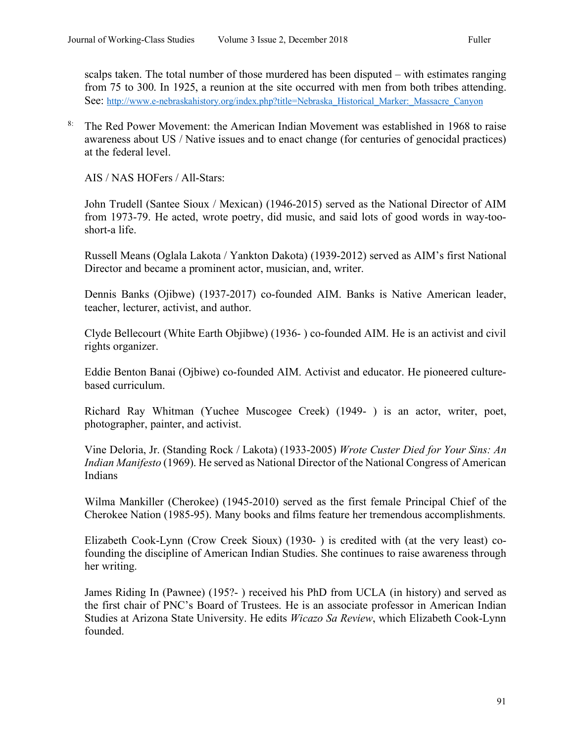scalps taken. The total number of those murdered has been disputed – with estimates ranging from 75 to 300. In 1925, a reunion at the site occurred with men from both tribes attending. See: [http://www.e-nebraskahistory.org/index.php?title=Nebraska_Historical_Marker:_Massacre_Canyon](http://www.e-nebraskahistory.org/index.php?title=Nebraska_Historical_Marker:_Massacre_Canyon)

8: The Red Power Movement: the American Indian Movement was established in 1968 to raise awareness about US / Native issues and to enact change (for centuries of genocidal practices) at the federal level.

AIS / NAS HOFers / All-Stars:

John Trudell (Santee Sioux / Mexican) (1946-2015) served as the National Director of AIM from 1973-79. He acted, wrote poetry, did music, and said lots of good words in way-too-short-a life.

Russell Means (Oglala Lakota / Yankton Dakota) (1939-2012) served as AIM's first National Director and became a prominent actor, musician, and, writer.

Dennis Banks (Ojibwe) (1937-2017) co-founded AIM. Banks is Native American leader, teacher, lecturer, activist, and author.

Clyde Bellecourt (White Earth Objibwe) (1936- ) co-founded AIM. He is an activist and civil rights organizer.

Eddie Benton Banai (Ojbiwe) co-founded AIM. Activist and educator. He pioneered culture-based curriculum.

Richard Ray Whitman (Yuchee Muscogee Creek) (1949- ) is an actor, writer, poet, photographer, painter, and activist.

Vine Deloria, Jr. (Standing Rock / Lakota) (1933-2005) *Wrote Custer Died for Your Sins: An Indian Manifesto* (1969). He served as National Director of the National Congress of American Indians

Wilma Mankiller (Cherokee) (1945-2010) served as the first female Principal Chief of the Cherokee Nation (1985-95). Many books and films feature her tremendous accomplishments.

Elizabeth Cook-Lynn (Crow Creek Sioux) (1930- ) is credited with (at the very least) co-founding the discipline of American Indian Studies. She continues to raise awareness through her writing.

James Riding In (Pawnee) (195?- ) received his PhD from UCLA (in history) and served as the first chair of PNC's Board of Trustees. He is an associate professor in American Indian Studies at Arizona State University. He edits *Wicazo Sa Review*, which Elizabeth Cook-Lynn founded.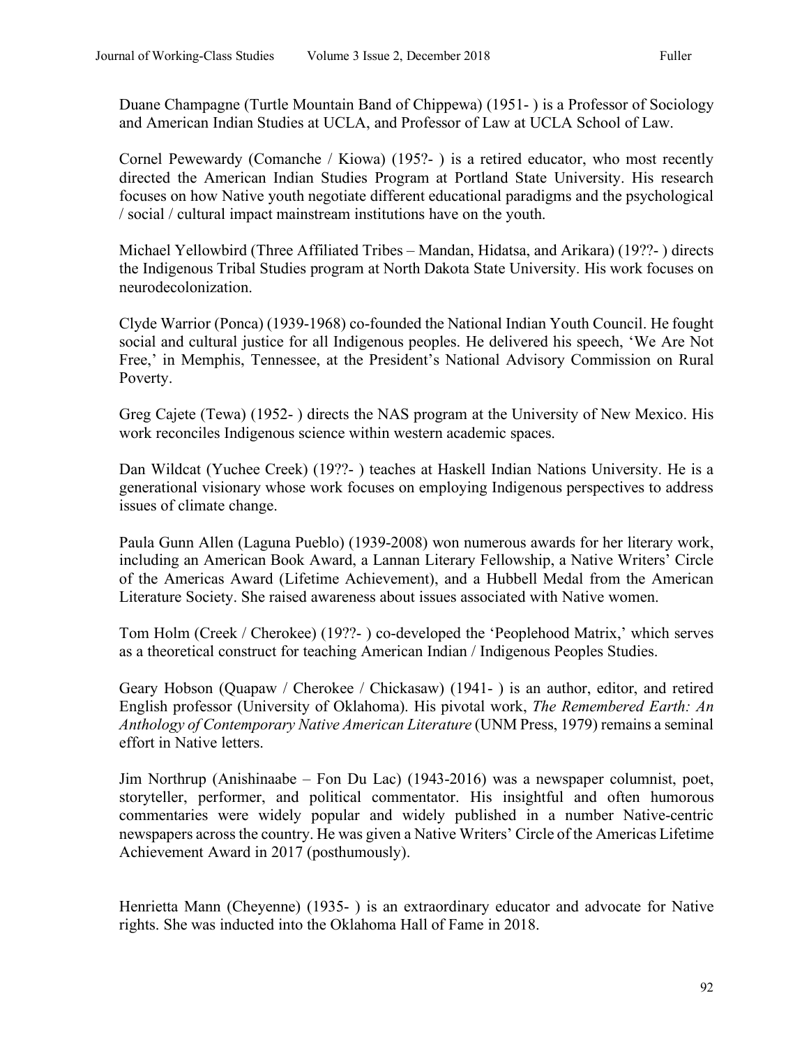Duane Champagne (Turtle Mountain Band of Chippewa) (1951- ) is a Professor of Sociology and American Indian Studies at UCLA, and Professor of Law at UCLA School of Law.

Cornel Pewewardy (Comanche / Kiowa) (195?- ) is a retired educator, who most recently directed the American Indian Studies Program at Portland State University. His research focuses on how Native youth negotiate different educational paradigms and the psychological / social / cultural impact mainstream institutions have on the youth.

Michael Yellowbird (Three Affiliated Tribes – Mandan, Hidatsa, and Arikara) (19??- ) directs the Indigenous Tribal Studies program at North Dakota State University. His work focuses on neurodecolonization.

Clyde Warrior (Ponca) (1939-1968) co-founded the National Indian Youth Council. He fought social and cultural justice for all Indigenous peoples. He delivered his speech, 'We Are Not Free,' in Memphis, Tennessee, at the President's National Advisory Commission on Rural Poverty.

Greg Cajete (Tewa) (1952- ) directs the NAS program at the University of New Mexico. His work reconciles Indigenous science within western academic spaces.

Dan Wildcat (Yuchee Creek) (19??- ) teaches at Haskell Indian Nations University. He is a generational visionary whose work focuses on employing Indigenous perspectives to address issues of climate change.

Paula Gunn Allen (Laguna Pueblo) (1939-2008) won numerous awards for her literary work, including an American Book Award, a Lannan Literary Fellowship, a Native Writers' Circle of the Americas Award (Lifetime Achievement), and a Hubbell Medal from the American Literature Society. She raised awareness about issues associated with Native women.

Tom Holm (Creek / Cherokee) (19??- ) co-developed the 'Peoplehood Matrix,' which serves as a theoretical construct for teaching American Indian / Indigenous Peoples Studies.

Geary Hobson (Quapaw / Cherokee / Chickasaw) (1941- ) is an author, editor, and retired English professor (University of Oklahoma). His pivotal work, *The Remembered Earth: An Anthology of Contemporary Native American Literature* (UNM Press, 1979) remains a seminal effort in Native letters.

Jim Northrup (Anishinaabe – Fon Du Lac) (1943-2016) was a newspaper columnist, poet, storyteller, performer, and political commentator. His insightful and often humorous commentaries were widely popular and widely published in a number Native-centric newspapers across the country. He was given a Native Writers' Circle of the Americas Lifetime Achievement Award in 2017 (posthumously).

Henrietta Mann (Cheyenne) (1935- ) is an extraordinary educator and advocate for Native rights. She was inducted into the Oklahoma Hall of Fame in 2018.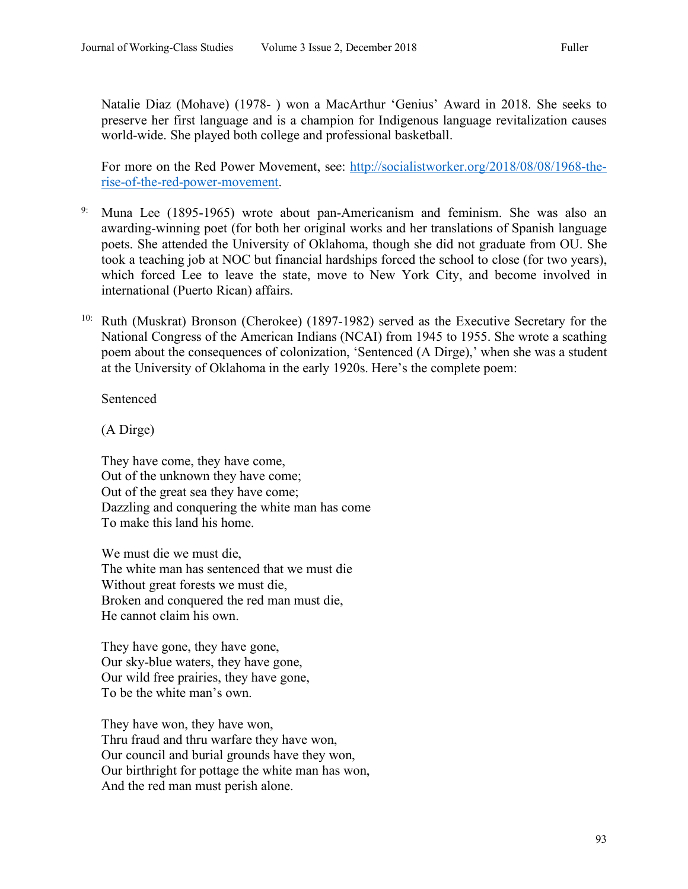Natalie Diaz (Mohave) (1978- ) won a MacArthur 'Genius' Award in 2018. She seeks to preserve her first language and is a champion for Indigenous language revitalization causes world-wide. She played both college and professional basketball.

For more on the Red Power Movement, see: [http://socialistworker.org/2018/08/08/1968-the-rise-of-the-red-power-movement](http://socialistworker.org/2018/08/08/1968-the-rise-of-the-red-power-movement).

9: Muna Lee (1895-1965) wrote about pan-Americanism and feminism. She was also an awarding-winning poet (for both her original works and her translations of Spanish language poets. She attended the University of Oklahoma, though she did not graduate from OU. She took a teaching job at NOC but financial hardships forced the school to close (for two years), which forced Lee to leave the state, move to New York City, and become involved in international (Puerto Rican) affairs.

10: Ruth (Muskrat) Bronson (Cherokee) (1897-1982) served as the Executive Secretary for the National Congress of the American Indians (NCAI) from 1945 to 1955. She wrote a scathing poem about the consequences of colonization, 'Sentenced (A Dirge),' when she was a student at the University of Oklahoma in the early 1920s. Here's the complete poem:

Sentenced

(A Dirge)

They have come, they have come,  
Out of the unknown they have come;  
Out of the great sea they have come;  
Dazzling and conquering the white man has come  
To make this land his home.

We must die we must die,  
The white man has sentenced that we must die  
Without great forests we must die,  
Broken and conquered the red man must die,  
He cannot claim his own.

They have gone, they have gone,  
Our sky-blue waters, they have gone,  
Our wild free prairies, they have gone,  
To be the white man's own.

They have won, they have won,  
Thru fraud and thru warfare they have won,  
Our council and burial grounds have they won,  
Our birthright for pottage the white man has won,  
And the red man must perish alone.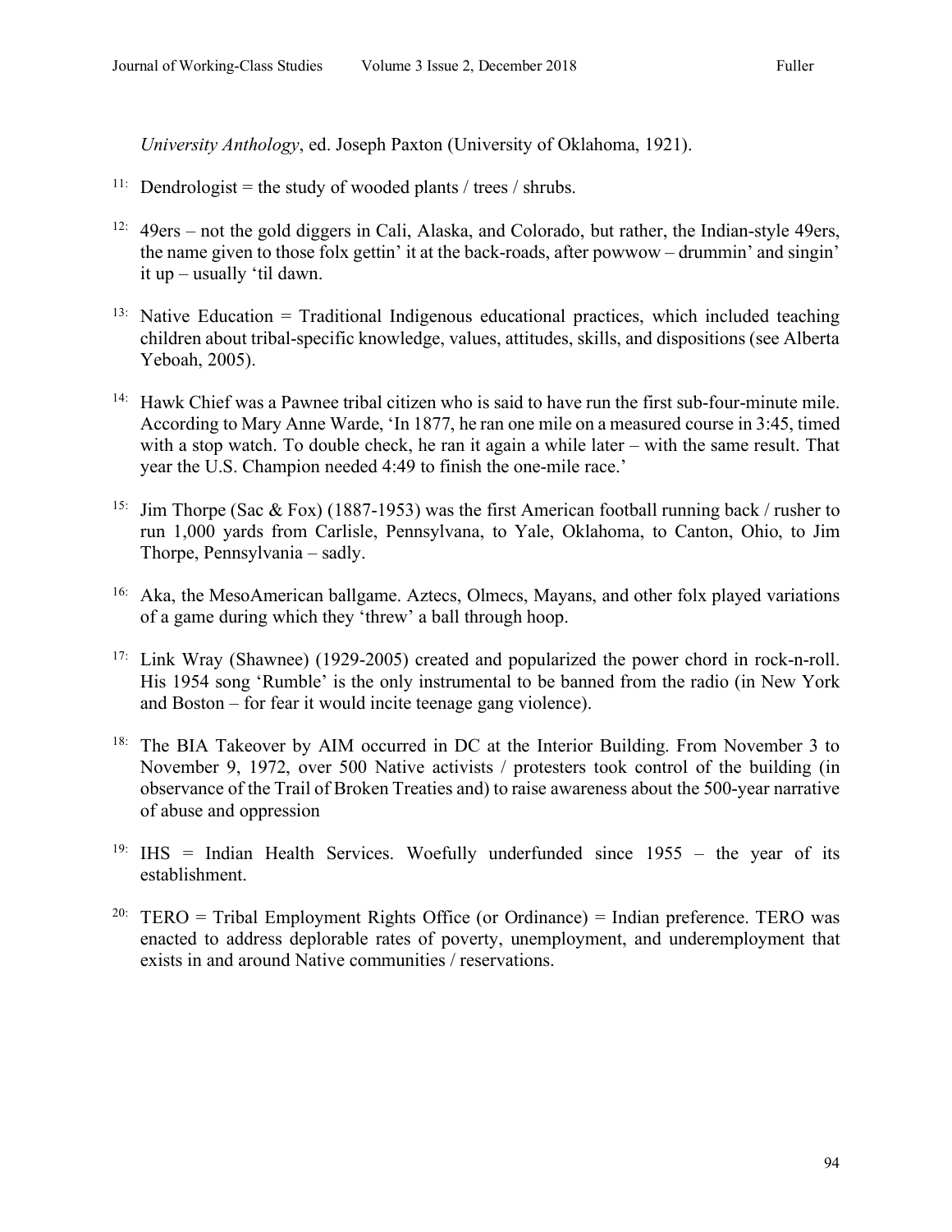*University Anthology*, ed. Joseph Paxton (University of Oklahoma, 1921).

[11]: Dendrologist = the study of wooded plants / trees / shrubs.

[12]: 49ers – not the gold diggers in Cali, Alaska, and Colorado, but rather, the Indian-style 49ers, the name given to those folx gettin' it at the back-roads, after powwow – drummin' and singin' it up – usually 'til dawn.

[13]: Native Education = Traditional Indigenous educational practices, which included teaching children about tribal-specific knowledge, values, attitudes, skills, and dispositions (see Alberta Yeboah, 2005).

[14]: Hawk Chief was a Pawnee tribal citizen who is said to have run the first sub-four-minute mile. According to Mary Anne Warde, 'In 1877, he ran one mile on a measured course in 3:45, timed with a stop watch. To double check, he ran it again a while later – with the same result. That year the U.S. Champion needed 4:49 to finish the one-mile race.'

[15]: Jim Thorpe (Sac & Fox) (1887-1953) was the first American football running back / rusher to run 1,000 yards from Carlisle, Pennsylvana, to Yale, Oklahoma, to Canton, Ohio, to Jim Thorpe, Pennsylvania – sadly.

[16]: Aka, the MesoAmerican ballgame. Aztecs, Olmecs, Mayans, and other folx played variations of a game during which they 'threw' a ball through hoop.

[17]: Link Wray (Shawnee) (1929-2005) created and popularized the power chord in rock-n-roll. His 1954 song 'Rumble' is the only instrumental to be banned from the radio (in New York and Boston – for fear it would incite teenage gang violence).

[18]: The BIA Takeover by AIM occurred in DC at the Interior Building. From November 3 to November 9, 1972, over 500 Native activists / protesters took control of the building (in observance of the Trail of Broken Treaties and) to raise awareness about the 500-year narrative of abuse and oppression

[19]: IHS = Indian Health Services. Woefully underfunded since 1955 – the year of its establishment.

[20]: TERO = Tribal Employment Rights Office (or Ordinance) = Indian preference. TERO was enacted to address deplorable rates of poverty, unemployment, and underemployment that exists in and around Native communities / reservations.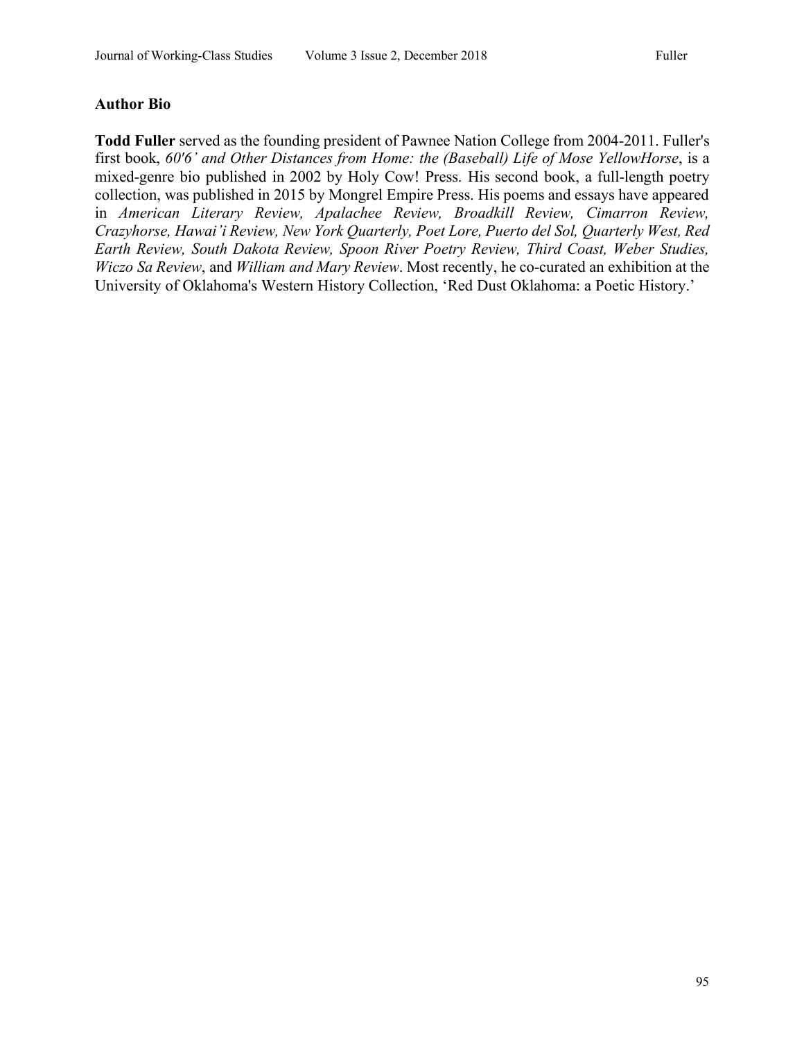## Author Bio

**Todd Fuller** served as the founding president of Pawnee Nation College from 2004-2011. Fuller's first book, *60'6' and Other Distances from Home: the (Baseball) Life of Mose YellowHorse*, is a mixed-genre bio published in 2002 by Holy Cow! Press. His second book, a full-length poetry collection, was published in 2015 by Mongrel Empire Press. His poems and essays have appeared in *American Literary Review, Apalachee Review, Broadkill Review, Cimarron Review, Crazyhorse, Hawai'i Review, New York Quarterly, Poet Lore, Puerto del Sol, Quarterly West, Red Earth Review, South Dakota Review, Spoon River Poetry Review, Third Coast, Weber Studies, Wiczo Sa Review*, and *William and Mary Review*. Most recently, he co-curated an exhibition at the University of Oklahoma's Western History Collection, 'Red Dust Oklahoma: a Poetic History.'